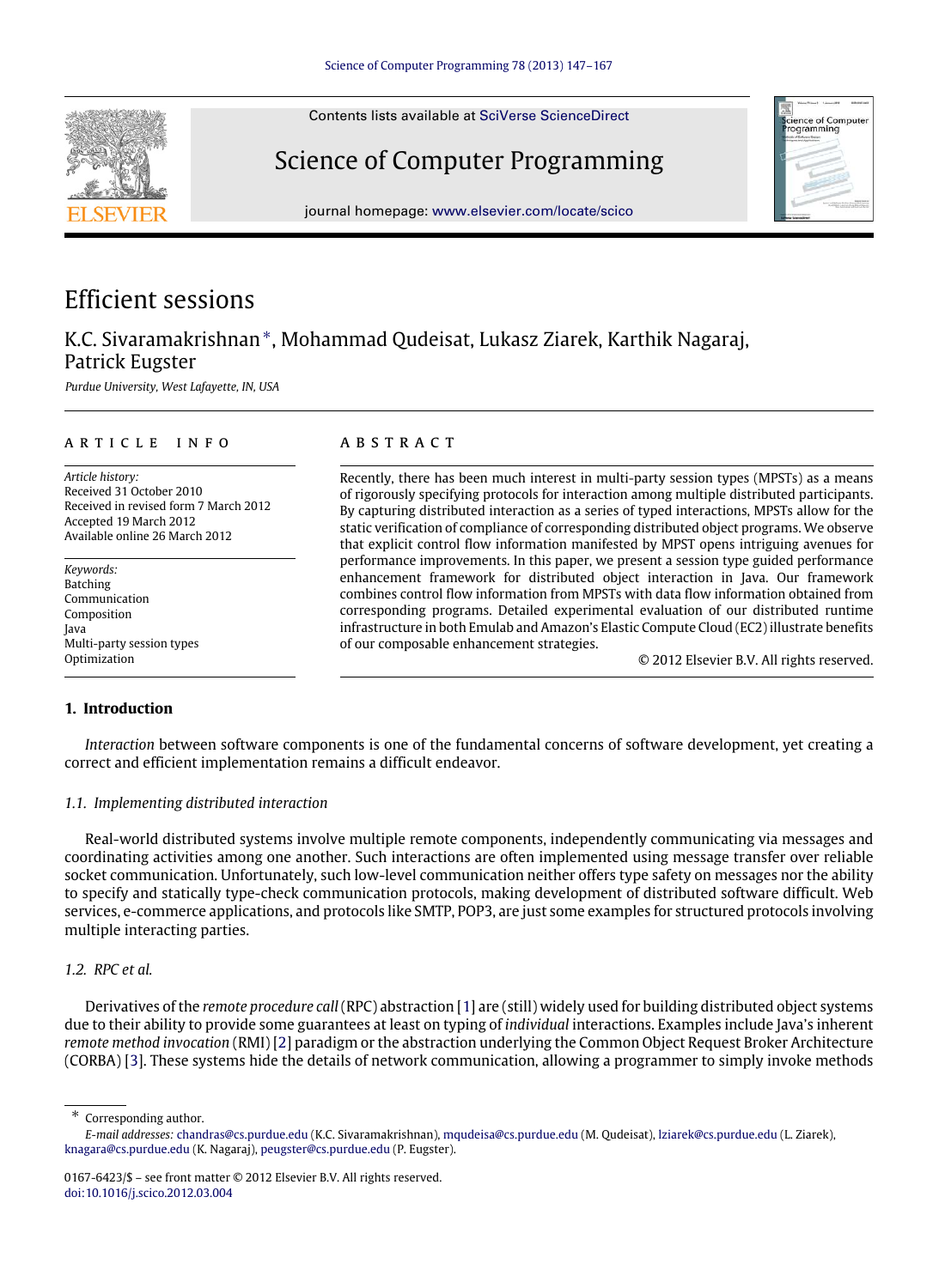Contents lists available at SciVerse ScienceDirect

# Science of Computer Programming

journal homepage: www.elsevier.com/locate/scico

# Efficient sessions

K.C. Sivaramakrishnan *, Mohammad Qudeisat, Lukasz Ziarek, Karthik Nagaraj, Patrick Eugster

*Purdue University, West Lafayette, IN, USA*

**ARTICLE INFO**

*Article history:*
Received 31 October 2010
Received in revised form 7 March 2012
Accepted 19 March 2012
Available online 26 March 2012

*Keywords:*
Batching
Communication
Composition
Java
Multi-party session types
Optimization

**ABSTRACT**

Recently, there has been much interest in multi-party session types (MPSTs) as a means of rigorously specifying protocols for interaction among multiple distributed participants. By capturing distributed interaction as a series of typed interactions, MPSTs allow for the static verification of compliance of corresponding distributed object programs. We observe that explicit control flow information manifested by MPST opens intriguing avenues for performance improvements. In this paper, we present a session type guided performance enhancement framework for distributed object interaction in Java. Our framework combines control flow information from MPSTs with data flow information obtained from corresponding programs. Detailed experimental evaluation of our distributed runtime infrastructure in both Emulab and Amazon's Elastic Compute Cloud (EC2) illustrate benefits of our composable enhancement strategies.

© 2012 Elsevier B.V. All rights reserved.

## 1. Introduction

*Interaction* between software components is one of the fundamental concerns of software development, yet creating a correct and efficient implementation remains a difficult endeavor.

### 1.1. Implementing distributed interaction

Real-world distributed systems involve multiple remote components, independently communicating via messages and coordinating activities among one another. Such interactions are often implemented using message transfer over reliable socket communication. Unfortunately, such low-level communication neither offers type safety on messages nor the ability to specify and statically type-check communication protocols, making development of distributed software difficult. Web services, e-commerce applications, and protocols like SMTP, POP3, are just some examples for structured protocols involving multiple interacting parties.

### 1.2. RPC et al.

Derivatives of the *remote procedure call* (RPC) abstraction [1] are (still) widely used for building distributed object systems due to their ability to provide some guarantees at least on typing of *individual* interactions. Examples include Java's inherent *remote method invocation* (RMI) [2] paradigm or the abstraction underlying the Common Object Request Broker Architecture (CORBA) [3]. These systems hide the details of network communication, allowing a programmer to simply invoke methods

---

* Corresponding author.
*E-mail addresses:* chandras@cs.purdue.edu (K.C. Sivaramakrishnan), mqudeisa@cs.purdue.edu (M. Qudeisat), lziarek@cs.purdue.edu (L. Ziarek), knagara@cs.purdue.edu (K. Nagaraj), peugster@cs.purdue.edu (P. Eugster).

0167-6423/$ – see front matter © 2012 Elsevier B.V. All rights reserved.
doi:10.1016/j.scico.2012.03.004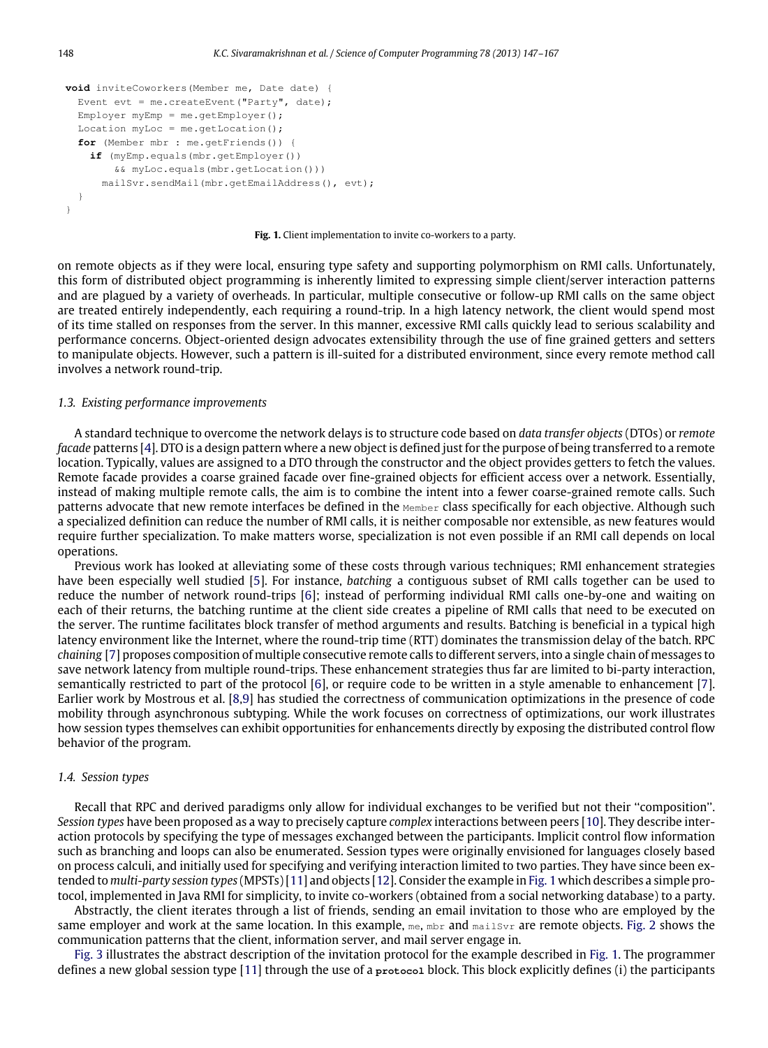```java
void inviteCoworkers(Member me, Date date) {
  Event evt = me.createEvent("Party", date);
  Employer myEmp = me.getEmployer();
  Location myLoc = me.getLocation();
  for (Member mbr : me.getFriends()) {
    if (myEmp.equals(mbr.getEmployer())
        && myLoc.equals(mbr.getLocation()))
      mailSvr.sendMail(mbr.getEmailAddress(), evt);
  }
}
```

**Fig. 1.** Client implementation to invite co-workers to a party.

on remote objects as if they were local, ensuring type safety and supporting polymorphism on RMI calls. Unfortunately, this form of distributed object programming is inherently limited to expressing simple client/server interaction patterns and are plagued by a variety of overheads. In particular, multiple consecutive or follow-up RMI calls on the same object are treated entirely independently, each requiring a round-trip. In a high latency network, the client would spend most of its time stalled on responses from the server. In this manner, excessive RMI calls quickly lead to serious scalability and performance concerns. Object-oriented design advocates extensibility through the use of fine grained getters and setters to manipulate objects. However, such a pattern is ill-suited for a distributed environment, since every remote method call involves a network round-trip.

### 1.3. Existing performance improvements

A standard technique to overcome the network delays is to structure code based on *data transfer objects* (DTOs) or *remote facade* patterns [4]. DTO is a design pattern where a new object is defined just for the purpose of being transferred to a remote location. Typically, values are assigned to a DTO through the constructor and the object provides getters to fetch the values. Remote facade provides a coarse grained facade over fine-grained objects for efficient access over a network. Essentially, instead of making multiple remote calls, the aim is to combine the intent into a fewer coarse-grained remote calls. Such patterns advocate that new remote interfaces be defined in the `Member` class specifically for each objective. Although such a specialized definition can reduce the number of RMI calls, it is neither composable nor extensible, as new features would require further specialization. To make matters worse, specialization is not even possible if an RMI call depends on local operations.

Previous work has looked at alleviating some of these costs through various techniques; RMI enhancement strategies have been especially well studied [5]. For instance, *batching* a contiguous subset of RMI calls together can be used to reduce the number of network round-trips [6]; instead of performing individual RMI calls one-by-one and waiting on each of their returns, the batching runtime at the client side creates a pipeline of RMI calls that need to be executed on the server. The runtime facilitates block transfer of method arguments and results. Batching is beneficial in a typical high latency environment like the Internet, where the round-trip time (RTT) dominates the transmission delay of the batch. RPC *chaining* [7] proposes composition of multiple consecutive remote calls to different servers, into a single chain of messages to save network latency from multiple round-trips. These enhancement strategies thus far are limited to bi-party interaction, semantically restricted to part of the protocol [6], or require code to be written in a style amenable to enhancement [7]. Earlier work by Mostrous et al. [8,9] has studied the correctness of communication optimizations in the presence of code mobility through asynchronous subtyping. While the work focuses on correctness of optimizations, our work illustrates how session types themselves can exhibit opportunities for enhancements directly by exposing the distributed control flow behavior of the program.

### 1.4. Session types

Recall that RPC and derived paradigms only allow for individual exchanges to be verified but not their ''composition''. *Session types* have been proposed as a way to precisely capture *complex* interactions between peers [10]. They describe interaction protocols by specifying the type of messages exchanged between the participants. Implicit control flow information such as branching and loops can also be enumerated. Session types were originally envisioned for languages closely based on process calculi, and initially used for specifying and verifying interaction limited to two parties. They have since been extended to *multi-party session types* (MPSTs) [11] and objects [12]. Consider the example in Fig. 1 which describes a simple protocol, implemented in Java RMI for simplicity, to invite co-workers (obtained from a social networking database) to a party.

Abstractly, the client iterates through a list of friends, sending an email invitation to those who are employed by the same employer and work at the same location. In this example, `me`, `mbr` and `mailSvr` are remote objects. Fig. 2 shows the communication patterns that the client, information server, and mail server engage in.

Fig. 3 illustrates the abstract description of the invitation protocol for the example described in Fig. 1. The programmer defines a new global session type [11] through the use of a **protocol** block. This block explicitly defines (i) the participants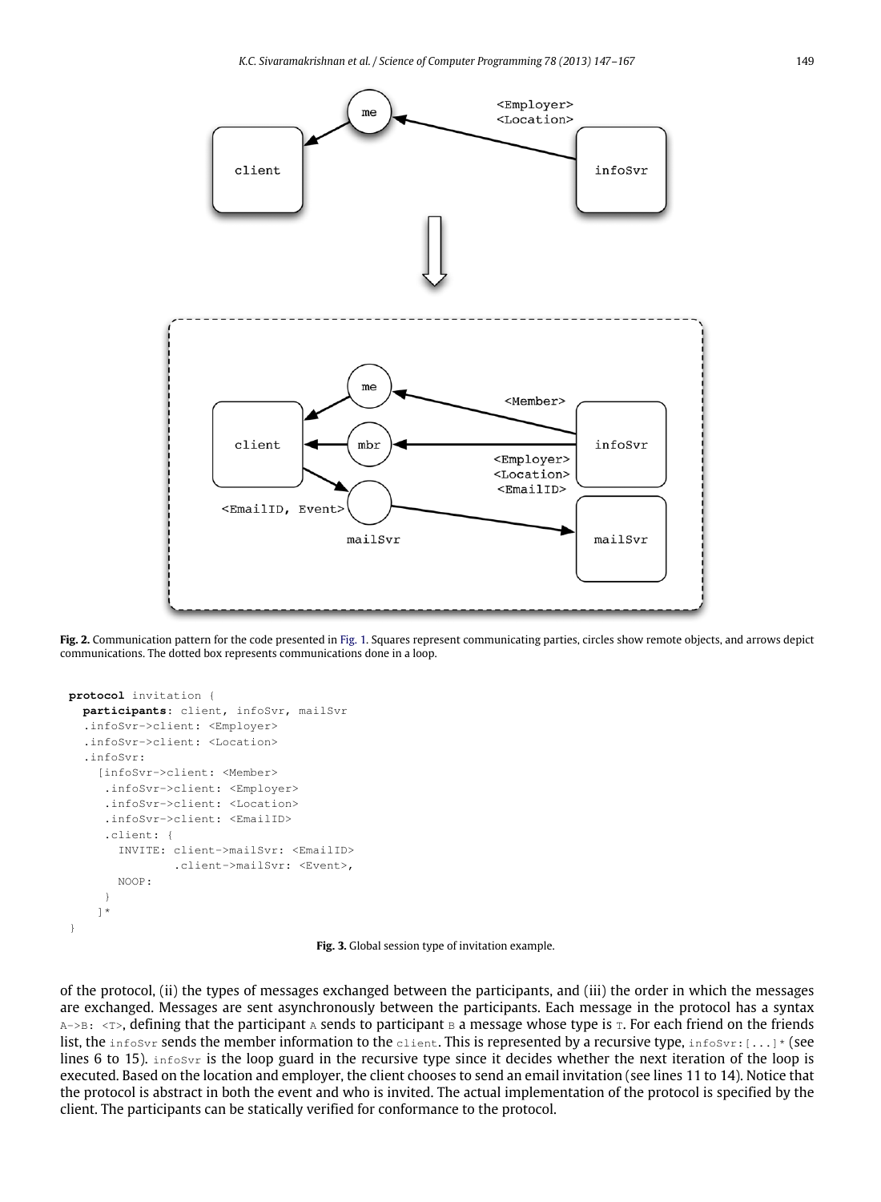**Fig. 2.** Communication pattern for the code presented in Fig. 1. Squares represent communicating parties, circles show remote objects, and arrows depict communications. The dotted box represents communications done in a loop.

```
protocol invitation {
  participants: client, infoSvr, mailSvr
  .infoSvr->client: <Employer>
  .infoSvr->client: <Location>
  .infoSvr:
    [infoSvr->client: <Member>
     .infoSvr->client: <Employer>
     .infoSvr->client: <Location>
     .infoSvr->client: <EmailID>
     .client: {
       INVITE: client->mailSvr: <EmailID>
               .client->mailSvr: <Event>,
       NOOP:
     }
    ]*
}
```

**Fig. 3.** Global session type of invitation example.

of the protocol, (ii) the types of messages exchanged between the participants, and (iii) the order in which the messages are exchanged. Messages are sent asynchronously between the participants. Each message in the protocol has a syntax `A->B: <T>`, defining that the participant `A` sends to participant `B` a message whose type is `T`. For each friend on the friends list, the `infoSvr` sends the member information to the `client`. This is represented by a recursive type, `infoSvr:[...]*` (see lines 6 to 15). `infoSvr` is the loop guard in the recursive type since it decides whether the next iteration of the loop is executed. Based on the location and employer, the client chooses to send an email invitation (see lines 11 to 14). Notice that the protocol is abstract in both the event and who is invited. The actual implementation of the protocol is specified by the client. The participants can be statically verified for conformance to the protocol.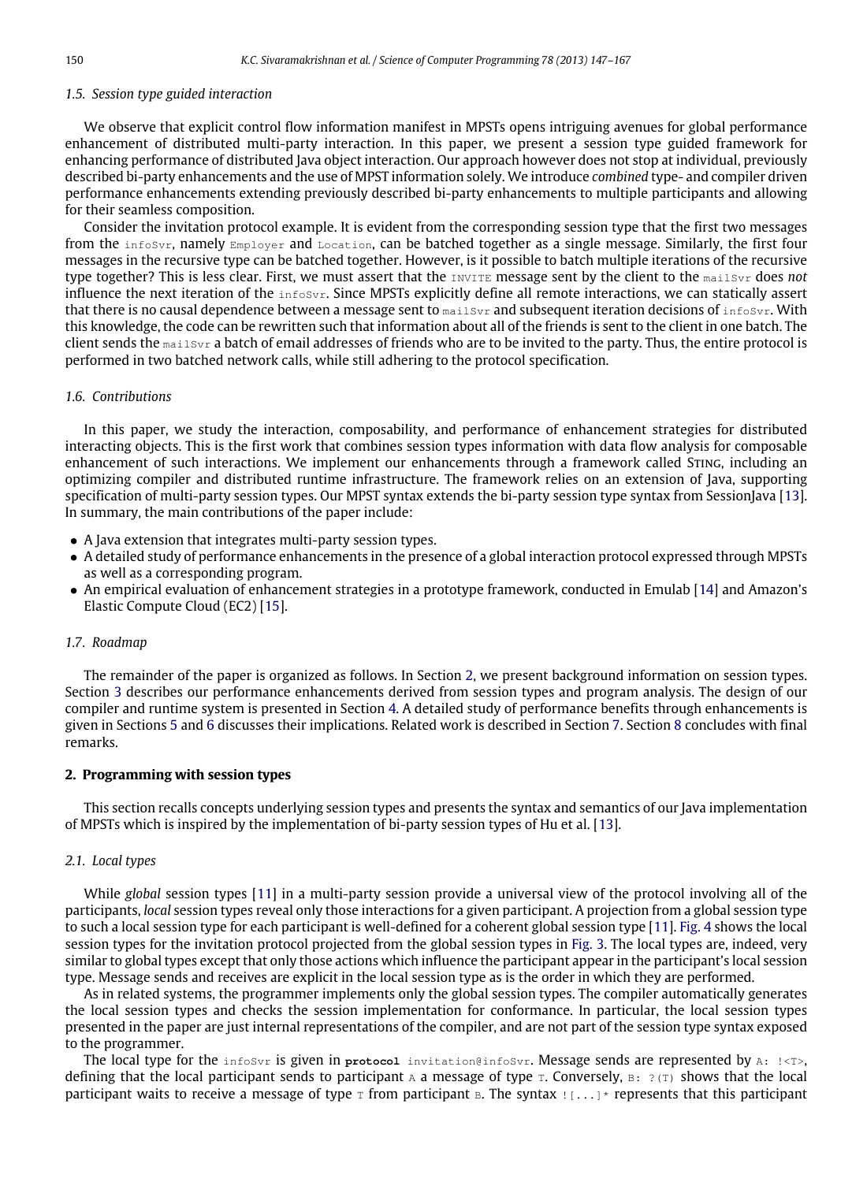### 1.5. Session type guided interaction

We observe that explicit control flow information manifest in MPSTs opens intriguing avenues for global performance enhancement of distributed multi-party interaction. In this paper, we present a session type guided framework for enhancing performance of distributed Java object interaction. Our approach however does not stop at individual, previously described bi-party enhancements and the use of MPST information solely. We introduce *combined* type- and compiler driven performance enhancements extending previously described bi-party enhancements to multiple participants and allowing for their seamless composition.

Consider the invitation protocol example. It is evident from the corresponding session type that the first two messages from the `infoSvr`, namely `Employer` and `Location`, can be batched together as a single message. Similarly, the first four messages in the recursive type can be batched together. However, is it possible to batch multiple iterations of the recursive type together? This is less clear. First, we must assert that the `INVITE` message sent by the client to the `mailSvr` does *not* influence the next iteration of the `infoSvr`. Since MPSTs explicitly define all remote interactions, we can statically assert that there is no causal dependence between a message sent to `mailSvr` and subsequent iteration decisions of `infoSvr`. With this knowledge, the code can be rewritten such that information about all of the friends is sent to the client in one batch. The client sends the `mailSvr` a batch of email addresses of friends who are to be invited to the party. Thus, the entire protocol is performed in two batched network calls, while still adhering to the protocol specification.

### 1.6. Contributions

In this paper, we study the interaction, composability, and performance of enhancement strategies for distributed interacting objects. This is the first work that combines session types information with data flow analysis for composable enhancement of such interactions. We implement our enhancements through a framework called Sting, including an optimizing compiler and distributed runtime infrastructure. The framework relies on an extension of Java, supporting specification of multi-party session types. Our MPST syntax extends the bi-party session type syntax from SessionJava [13]. In summary, the main contributions of the paper include:

- A Java extension that integrates multi-party session types.
- A detailed study of performance enhancements in the presence of a global interaction protocol expressed through MPSTs as well as a corresponding program.
- An empirical evaluation of enhancement strategies in a prototype framework, conducted in Emulab [14] and Amazon's Elastic Compute Cloud (EC2) [15].

### 1.7. Roadmap

The remainder of the paper is organized as follows. In Section 2, we present background information on session types. Section 3 describes our performance enhancements derived from session types and program analysis. The design of our compiler and runtime system is presented in Section 4. A detailed study of performance benefits through enhancements is given in Sections 5 and 6 discusses their implications. Related work is described in Section 7. Section 8 concludes with final remarks.

## 2. Programming with session types

This section recalls concepts underlying session types and presents the syntax and semantics of our Java implementation of MPSTs which is inspired by the implementation of bi-party session types of Hu et al. [13].

### 2.1. Local types

While *global* session types [11] in a multi-party session provide a universal view of the protocol involving all of the participants, *local* session types reveal only those interactions for a given participant. A projection from a global session type to such a local session type for each participant is well-defined for a coherent global session type [11]. Fig. 4 shows the local session types for the invitation protocol projected from the global session types in Fig. 3. The local types are, indeed, very similar to global types except that only those actions which influence the participant appear in the participant's local session type. Message sends and receives are explicit in the local session type as is the order in which they are performed.

As in related systems, the programmer implements only the global session types. The compiler automatically generates the local session types and checks the session implementation for conformance. In particular, the local session types presented in the paper are just internal representations of the compiler, and are not part of the session type syntax exposed to the programmer.

The local type for the `infoSvr` is given in **protocol** `invitation@infoSvr`. Message sends are represented by `A: !<T>`, defining that the local participant sends to participant `A` a message of type `T`. Conversely, `B: ?(T)` shows that the local participant waits to receive a message of type `T` from participant `B`. The syntax `![...]*` represents that this participant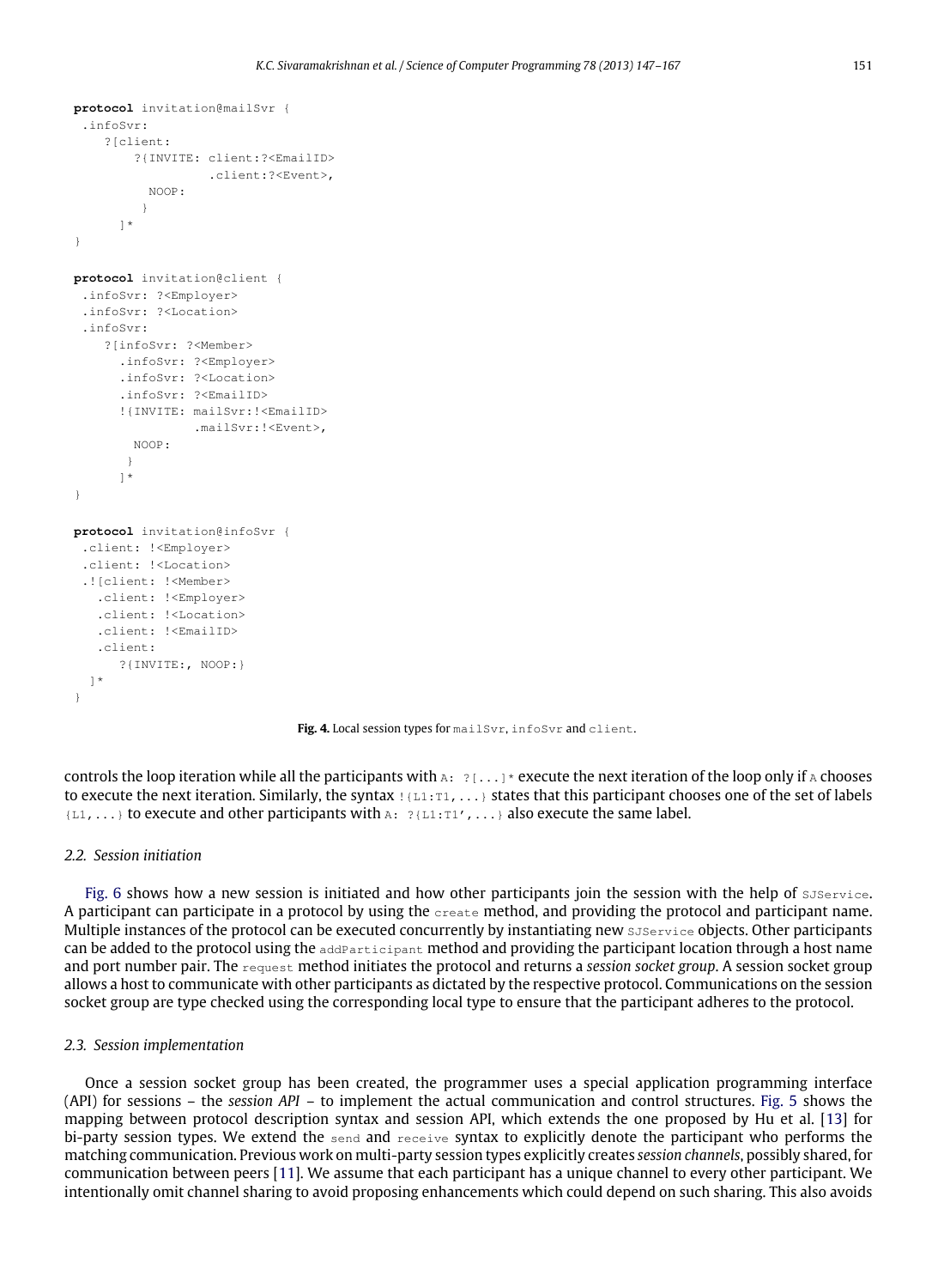```
protocol invitation@mailSvr {
 .infoSvr:
    ?[client:
        ?{INVITE: client:?<EmailID>
                  .client:?<Event>,
          NOOP:
         }
      ]*
}

protocol invitation@client {
 .infoSvr: ?<Employer>
 .infoSvr: ?<Location>
 .infoSvr:
    ?[infoSvr: ?<Member>
      .infoSvr: ?<Employer>
      .infoSvr: ?<Location>
      .infoSvr: ?<EmailID>
      !{INVITE: mailSvr:!<EmailID>
                .mailSvr:!<Event>,
        NOOP:
       }
      ]*
}

protocol invitation@infoSvr {
 .client: !<Employer>
 .client: !<Location>
 .![client: !<Member>
   .client: !<Employer>
   .client: !<Location>
   .client: !<EmailID>
   .client:
      ?{INVITE:, NOOP:}
  ]*
}
```

**Fig. 4.** Local session types for `mailSvr`, `infoSvr` and `client`.

controls the loop iteration while all the participants with `A: ?[...]*` execute the next iteration of the loop only if `A` chooses to execute the next iteration. Similarly, the syntax `!{L1:T1,...}` states that this participant chooses one of the set of labels `{L1,...}` to execute and other participants with `A: ?{L1:T1',...}` also execute the same label.

### 2.2. Session initiation

Fig. 6 shows how a new session is initiated and how other participants join the session with the help of `SJService`. A participant can participate in a protocol by using the `create` method, and providing the protocol and participant name. Multiple instances of the protocol can be executed concurrently by instantiating new `SJService` objects. Other participants can be added to the protocol using the `addParticipant` method and providing the participant location through a host name and port number pair. The `request` method initiates the protocol and returns a *session socket group*. A session socket group allows a host to communicate with other participants as dictated by the respective protocol. Communications on the session socket group are type checked using the corresponding local type to ensure that the participant adheres to the protocol.

### 2.3. Session implementation

Once a session socket group has been created, the programmer uses a special application programming interface (API) for sessions – the *session API* – to implement the actual communication and control structures. Fig. 5 shows the mapping between protocol description syntax and session API, which extends the one proposed by Hu et al. [13] for bi-party session types. We extend the `send` and `receive` syntax to explicitly denote the participant who performs the matching communication. Previous work on multi-party session types explicitly creates *session channels*, possibly shared, for communication between peers [11]. We assume that each participant has a unique channel to every other participant. We intentionally omit channel sharing to avoid proposing enhancements which could depend on such sharing. This also avoids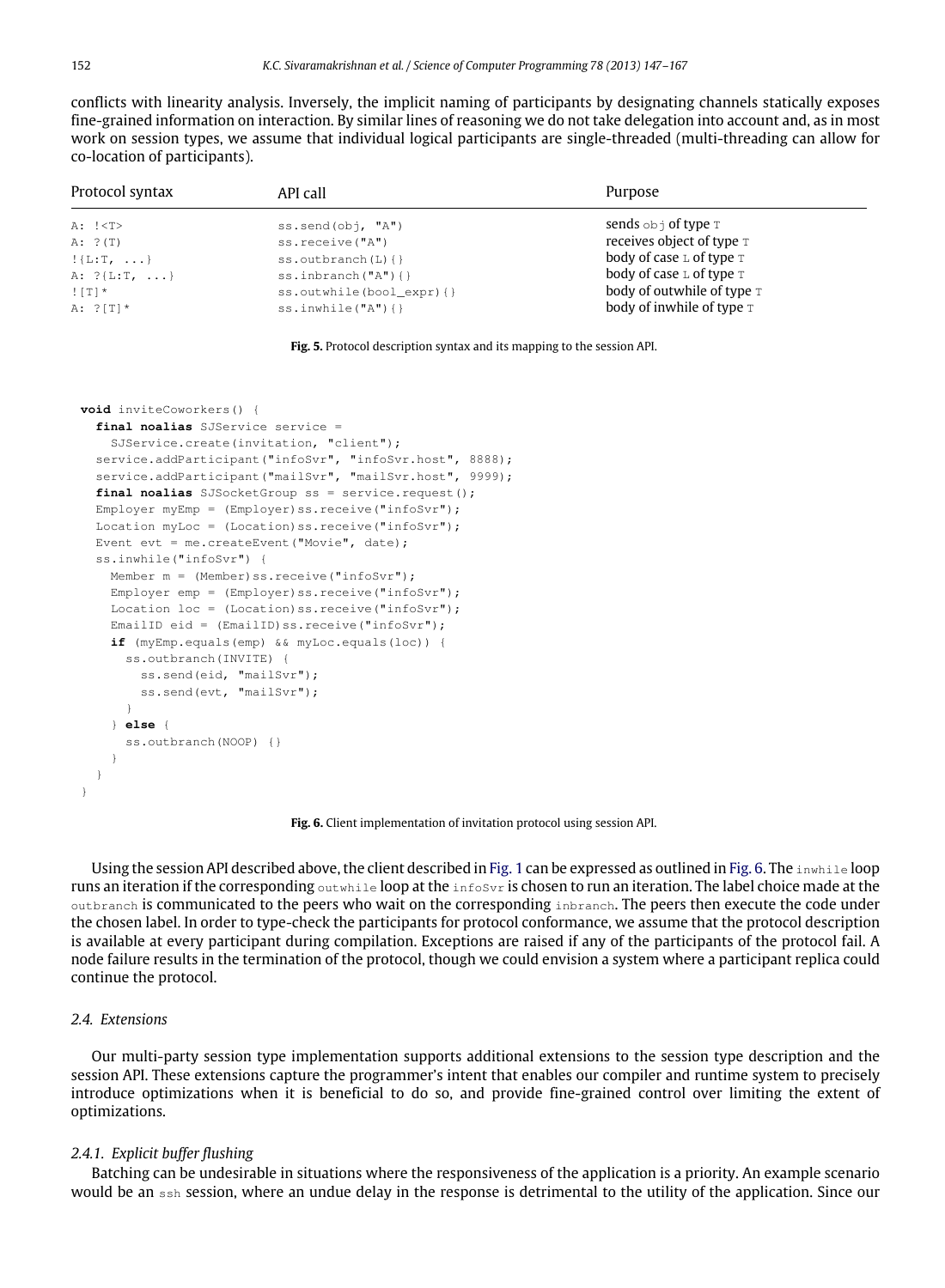conflicts with linearity analysis. Inversely, the implicit naming of participants by designating channels statically exposes fine-grained information on interaction. By similar lines of reasoning we do not take delegation into account and, as in most work on session types, we assume that individual logical participants are single-threaded (multi-threading can allow for co-location of participants).

| Protocol syntax | API call | Purpose |
|---|---|---|
| `A: !<T>` | `ss.send(obj, "A")` | sends `obj` of type `T` |
| `A: ?(T)` | `ss.receive("A")` | receives object of type `T` |
| `!{L:T, ...}` | `ss.outbranch(L){}` | body of case `L` of type `T` |
| `A: ?{L:T, ...}` | `ss.inbranch("A"){}` | body of case `L` of type `T` |
| `![T]*` | `ss.outwhile(bool_expr){}` | body of outwhile of type `T` |
| `A: ?[T]*` | `ss.inwhile("A"){}` | body of inwhile of type `T` |

**Fig. 5.** Protocol description syntax and its mapping to the session API.

```
void inviteCoworkers() {
  final noalias SJService service =
    SJService.create(invitation, "client");
  service.addParticipant("infoSvr", "infoSvr.host", 8888);
  service.addParticipant("mailSvr", "mailSvr.host", 9999);
  final noalias SJSocketGroup ss = service.request();
  Employer myEmp = (Employer)ss.receive("infoSvr");
  Location myLoc = (Location)ss.receive("infoSvr");
  Event evt = me.createEvent("Movie", date);
  ss.inwhile("infoSvr") {
    Member m = (Member)ss.receive("infoSvr");
    Employer emp = (Employer)ss.receive("infoSvr");
    Location loc = (Location)ss.receive("infoSvr");
    EmailID eid = (EmailID)ss.receive("infoSvr");
    if (myEmp.equals(emp) && myLoc.equals(loc)) {
      ss.outbranch(INVITE) {
        ss.send(eid, "mailSvr");
        ss.send(evt, "mailSvr");
      }
    } else {
      ss.outbranch(NOOP) {}
    }
  }
}
```

**Fig. 6.** Client implementation of invitation protocol using session API.

Using the session API described above, the client described in Fig. 1 can be expressed as outlined in Fig. 6. The `inwhile` loop runs an iteration if the corresponding `outwhile` loop at the `infoSvr` is chosen to run an iteration. The label choice made at the `outbranch` is communicated to the peers who wait on the corresponding `inbranch`. The peers then execute the code under the chosen label. In order to type-check the participants for protocol conformance, we assume that the protocol description is available at every participant during compilation. Exceptions are raised if any of the participants of the protocol fail. A node failure results in the termination of the protocol, though we could envision a system where a participant replica could continue the protocol.

### 2.4. Extensions

Our multi-party session type implementation supports additional extensions to the session type description and the session API. These extensions capture the programmer's intent that enables our compiler and runtime system to precisely introduce optimizations when it is beneficial to do so, and provide fine-grained control over limiting the extent of optimizations.

#### 2.4.1. Explicit buffer flushing

Batching can be undesirable in situations where the responsiveness of the application is a priority. An example scenario would be an `ssh` session, where an undue delay in the response is detrimental to the utility of the application. Since our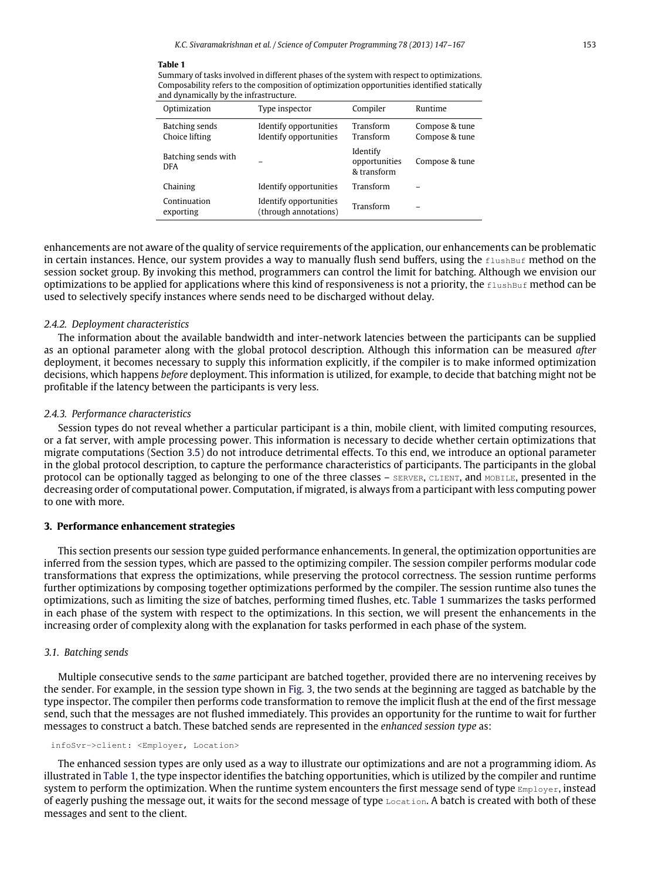**Table 1**
Summary of tasks involved in different phases of the system with respect to optimizations. Composability refers to the composition of optimization opportunities identified statically and dynamically by the infrastructure.

| Optimization | Type inspector | Compiler | Runtime |
|---|---|---|---|
| Batching sends | Identify opportunities | Transform | Compose & tune |
| Choice lifting | Identify opportunities | Transform | Compose & tune |
| Batching sends with DFA | – | Identify opportunities & transform | Compose & tune |
| Chaining | Identify opportunities | Transform | – |
| Continuation exporting | Identify opportunities (through annotations) | Transform | – |

enhancements are not aware of the quality of service requirements of the application, our enhancements can be problematic in certain instances. Hence, our system provides a way to manually flush send buffers, using the `flushBuf` method on the session socket group. By invoking this method, programmers can control the limit for batching. Although we envision our optimizations to be applied for applications where this kind of responsiveness is not a priority, the `flushBuf` method can be used to selectively specify instances where sends need to be discharged without delay.

#### 2.4.2. Deployment characteristics

The information about the available bandwidth and inter-network latencies between the participants can be supplied as an optional parameter along with the global protocol description. Although this information can be measured *after* deployment, it becomes necessary to supply this information explicitly, if the compiler is to make informed optimization decisions, which happens *before* deployment. This information is utilized, for example, to decide that batching might not be profitable if the latency between the participants is very less.

#### 2.4.3. Performance characteristics

Session types do not reveal whether a particular participant is a thin, mobile client, with limited computing resources, or a fat server, with ample processing power. This information is necessary to decide whether certain optimizations that migrate computations (Section 3.5) do not introduce detrimental effects. To this end, we introduce an optional parameter in the global protocol description, to capture the performance characteristics of participants. The participants in the global protocol can be optionally tagged as belonging to one of the three classes – SERVER, CLIENT, and MOBILE, presented in the decreasing order of computational power. Computation, if migrated, is always from a participant with less computing power to one with more.

## 3. Performance enhancement strategies

This section presents our session type guided performance enhancements. In general, the optimization opportunities are inferred from the session types, which are passed to the optimizing compiler. The session compiler performs modular code transformations that express the optimizations, while preserving the protocol correctness. The session runtime performs further optimizations by composing together optimizations performed by the compiler. The session runtime also tunes the optimizations, such as limiting the size of batches, performing timed flushes, etc. Table 1 summarizes the tasks performed in each phase of the system with respect to the optimizations. In this section, we will present the enhancements in the increasing order of complexity along with the explanation for tasks performed in each phase of the system.

### 3.1. Batching sends

Multiple consecutive sends to the *same* participant are batched together, provided there are no intervening receives by the sender. For example, in the session type shown in Fig. 3, the two sends at the beginning are tagged as batchable by the type inspector. The compiler then performs code transformation to remove the implicit flush at the end of the first message send, such that the messages are not flushed immediately. This provides an opportunity for the runtime to wait for further messages to construct a batch. These batched sends are represented in the *enhanced session type* as:

```
infoSvr->client: <Employer, Location>
```

The enhanced session types are only used as a way to illustrate our optimizations and are not a programming idiom. As illustrated in Table 1, the type inspector identifies the batching opportunities, which is utilized by the compiler and runtime system to perform the optimization. When the runtime system encounters the first message send of type `Employer`, instead of eagerly pushing the message out, it waits for the second message of type `Location`. A batch is created with both of these messages and sent to the client.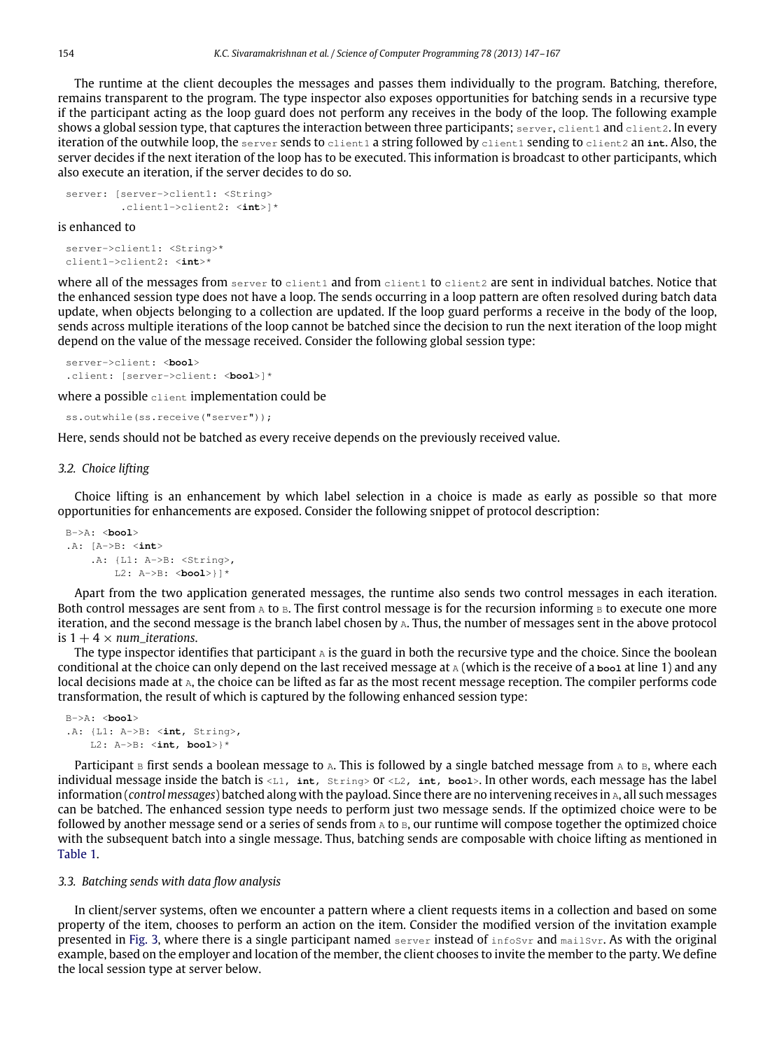The runtime at the client decouples the messages and passes them individually to the program. Batching, therefore, remains transparent to the program. The type inspector also exposes opportunities for batching sends in a recursive type if the participant acting as the loop guard does not perform any receives in the body of the loop. The following example shows a global session type, that captures the interaction between three participants; `server`, `client1` and `client2`. In every iteration of the outwhile loop, the `server` sends to `client1` a string followed by `client1` sending to `client2` an **`int`**. Also, the server decides if the next iteration of the loop has to be executed. This information is broadcast to other participants, which also execute an iteration, if the server decides to do so.

```
server: [server->client1: <String>
         .client1->client2: <int>]*
```

is enhanced to

```
server->client1: <String>*
client1->client2: <int>*
```

where all of the messages from `server` to `client1` and from `client1` to `client2` are sent in individual batches. Notice that the enhanced session type does not have a loop. The sends occurring in a loop pattern are often resolved during batch data update, when objects belonging to a collection are updated. If the loop guard performs a receive in the body of the loop, sends across multiple iterations of the loop cannot be batched since the decision to run the next iteration of the loop might depend on the value of the message received. Consider the following global session type:

```
server->client: <bool>
.client: [server->client: <bool>]*
```

where a possible `client` implementation could be

```
ss.outwhile(ss.receive("server"));
```

Here, sends should not be batched as every receive depends on the previously received value.

### 3.2. Choice lifting

Choice lifting is an enhancement by which label selection in a choice is made as early as possible so that more opportunities for enhancements are exposed. Consider the following snippet of protocol description:

```
B->A: <bool>
.A: [A->B: <int>
    .A: {L1: A->B: <String>,
         L2: A->B: <bool>}]*
```

Apart from the two application generated messages, the runtime also sends two control messages in each iteration. Both control messages are sent from `A` to `B`. The first control message is for the recursion informing `B` to execute one more iteration, and the second message is the branch label chosen by `A`. Thus, the number of messages sent in the above protocol is $1 + 4 \times$ *num_iterations*.

The type inspector identifies that participant `A` is the guard in both the recursive type and the choice. Since the boolean conditional at the choice can only depend on the last received message at `A` (which is the receive of a **`bool`** at line 1) and any local decisions made at `A`, the choice can be lifted as far as the most recent message reception. The compiler performs code transformation, the result of which is captured by the following enhanced session type:

```
B->A: <bool>
.A: {L1: A->B: <int, String>,
    L2: A->B: <int, bool>}*
```

Participant `B` first sends a boolean message to `A`. This is followed by a single batched message from `A` to `B`, where each individual message inside the batch is `<L1, int, String>` or `<L2, int, bool>`. In other words, each message has the label information (*control messages*) batched along with the payload. Since there are no intervening receives in `A`, all such messages can be batched. The enhanced session type needs to perform just two message sends. If the optimized choice were to be followed by another message send or a series of sends from `A` to `B`, our runtime will compose together the optimized choice with the subsequent batch into a single message. Thus, batching sends are composable with choice lifting as mentioned in Table 1.

### 3.3. Batching sends with data flow analysis

In client/server systems, often we encounter a pattern where a client requests items in a collection and based on some property of the item, chooses to perform an action on the item. Consider the modified version of the invitation example presented in Fig. 3, where there is a single participant named `server` instead of `infoSvr` and `mailSvr`. As with the original example, based on the employer and location of the member, the client chooses to invite the member to the party. We define the local session type at server below.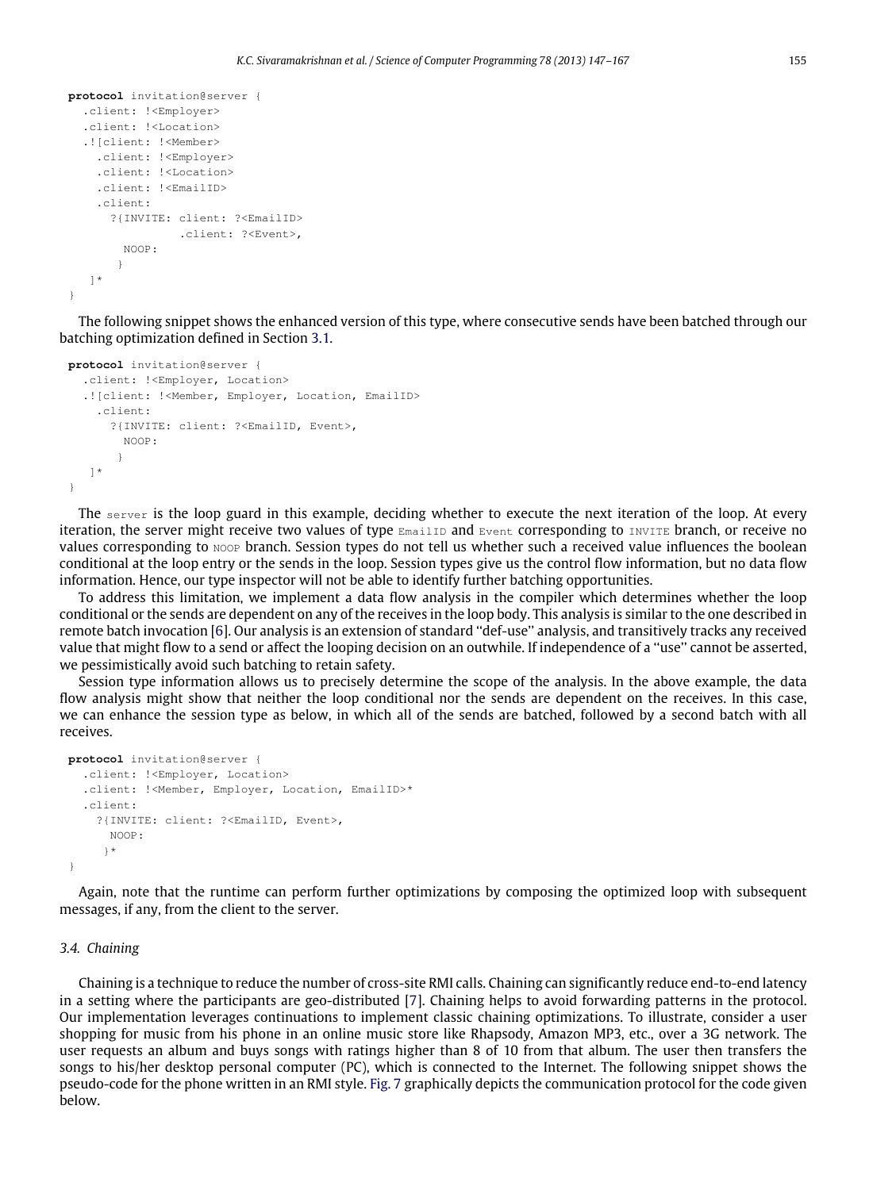```
protocol invitation@server {
  .client: !<Employer>
  .client: !<Location>
  .![client: !<Member>
    .client: !<Employer>
    .client: !<Location>
    .client: !<EmailID>
    .client:
      ?{INVITE: client: ?<EmailID>
                 .client: ?<Event>,
        NOOP:
       }
   ]*
}
```

The following snippet shows the enhanced version of this type, where consecutive sends have been batched through our batching optimization defined in Section 3.1.

```
protocol invitation@server {
  .client: !<Employer, Location>
  .![client: !<Member, Employer, Location, EmailID>
    .client:
      ?{INVITE: client: ?<EmailID, Event>,
        NOOP:
       }
   ]*
}
```

The `server` is the loop guard in this example, deciding whether to execute the next iteration of the loop. At every iteration, the server might receive two values of type `EmailID` and `Event` corresponding to `INVITE` branch, or receive no values corresponding to `NOOP` branch. Session types do not tell us whether such a received value influences the boolean conditional at the loop entry or the sends in the loop. Session types give us the control flow information, but no data flow information. Hence, our type inspector will not be able to identify further batching opportunities.

To address this limitation, we implement a data flow analysis in the compiler which determines whether the loop conditional or the sends are dependent on any of the receives in the loop body. This analysis is similar to the one described in remote batch invocation [6]. Our analysis is an extension of standard ''def-use'' analysis, and transitively tracks any received value that might flow to a send or affect the looping decision on an outwhile. If independence of a ''use'' cannot be asserted, we pessimistically avoid such batching to retain safety.

Session type information allows us to precisely determine the scope of the analysis. In the above example, the data flow analysis might show that neither the loop conditional nor the sends are dependent on the receives. In this case, we can enhance the session type as below, in which all of the sends are batched, followed by a second batch with all receives.

```
protocol invitation@server {
  .client: !<Employer, Location>
  .client: !<Member, Employer, Location, EmailID>*
  .client:
    ?{INVITE: client: ?<EmailID, Event>,
      NOOP:
     }*
}
```

Again, note that the runtime can perform further optimizations by composing the optimized loop with subsequent messages, if any, from the client to the server.

### *3.4. Chaining*

Chaining is a technique to reduce the number of cross-site RMI calls. Chaining can significantly reduce end-to-end latency in a setting where the participants are geo-distributed [7]. Chaining helps to avoid forwarding patterns in the protocol. Our implementation leverages continuations to implement classic chaining optimizations. To illustrate, consider a user shopping for music from his phone in an online music store like Rhapsody, Amazon MP3, etc., over a 3G network. The user requests an album and buys songs with ratings higher than 8 of 10 from that album. The user then transfers the songs to his/her desktop personal computer (PC), which is connected to the Internet. The following snippet shows the pseudo-code for the phone written in an RMI style. Fig. 7 graphically depicts the communication protocol for the code given below.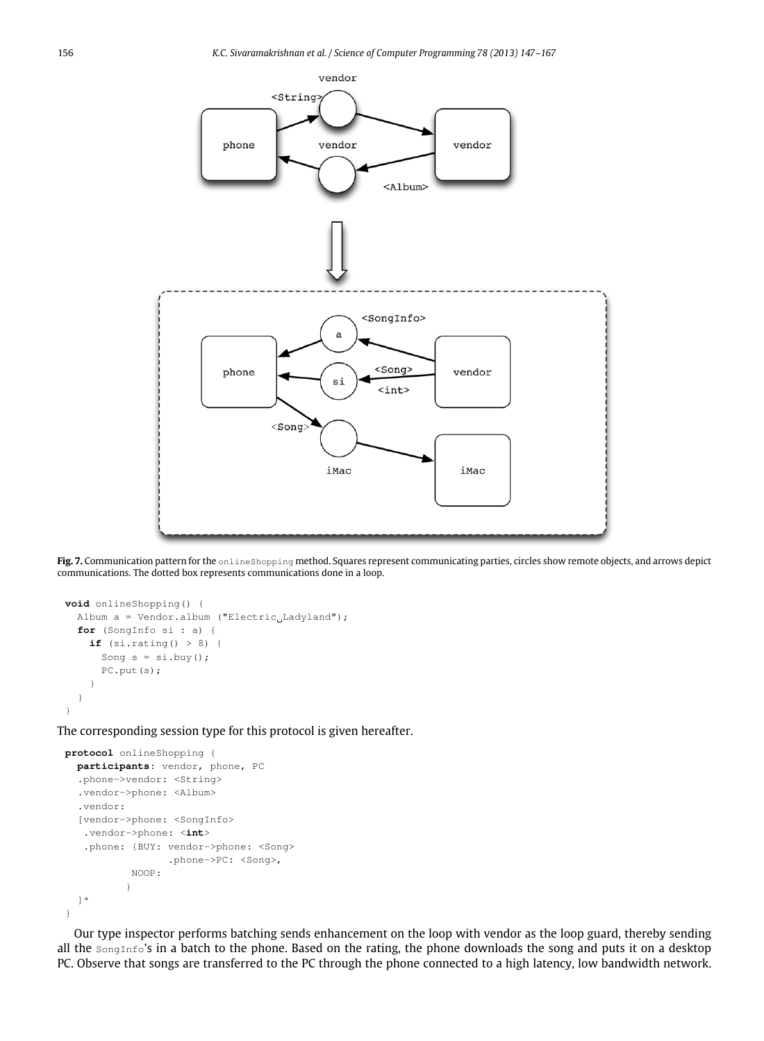**Fig. 7.** Communication pattern for the `onlineShopping` method. Squares represent communicating parties, circles show remote objects, and arrows depict communications. The dotted box represents communications done in a loop.

```
void onlineShopping() {
  Album a = Vendor.album ("Electric␣Ladyland");
  for (SongInfo si : a) {
    if (si.rating() > 8) {
      Song s = si.buy();
      PC.put(s);
    }
  }
}
```

The corresponding session type for this protocol is given hereafter.

```
protocol onlineShopping {
  participants: vendor, phone, PC
  .phone->vendor: <String>
  .vendor->phone: <Album>
  .vendor:
  [vendor->phone: <SongInfo>
   .vendor->phone: <int>
   .phone: {BUY: vendor->phone: <Song>
                 .phone->PC: <Song>,
          NOOP:
          }
  ]*
}
```

Our type inspector performs batching sends enhancement on the loop with vendor as the loop guard, thereby sending all the `SongInfo`'s in a batch to the phone. Based on the rating, the phone downloads the song and puts it on a desktop PC. Observe that songs are transferred to the PC through the phone connected to a high latency, low bandwidth network.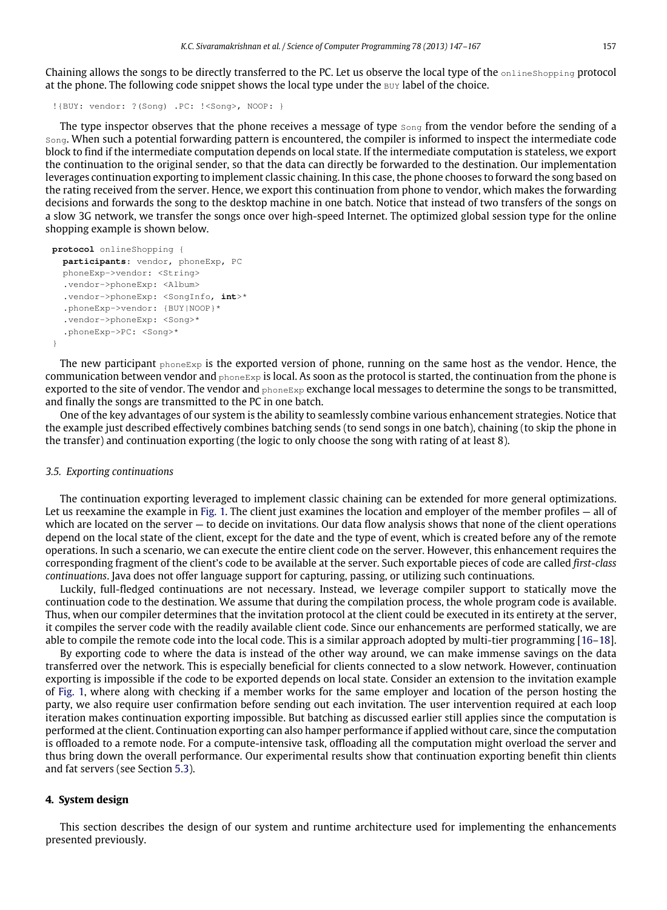Chaining allows the songs to be directly transferred to the PC. Let us observe the local type of the `onlineShopping` protocol at the phone. The following code snippet shows the local type under the `BUY` label of the choice.

```
!{BUY: vendor: ?(Song) .PC: !<Song>, NOOP: }
```

The type inspector observes that the phone receives a message of type `Song` from the vendor before the sending of a `Song`. When such a potential forwarding pattern is encountered, the compiler is informed to inspect the intermediate code block to find if the intermediate computation depends on local state. If the intermediate computation is stateless, we export the continuation to the original sender, so that the data can directly be forwarded to the destination. Our implementation leverages continuation exporting to implement classic chaining. In this case, the phone chooses to forward the song based on the rating received from the server. Hence, we export this continuation from phone to vendor, which makes the forwarding decisions and forwards the song to the desktop machine in one batch. Notice that instead of two transfers of the songs on a slow 3G network, we transfer the songs once over high-speed Internet. The optimized global session type for the online shopping example is shown below.

```
protocol onlineShopping {
  participants: vendor, phoneExp, PC
  phoneExp->vendor: <String>
  .vendor->phoneExp: <Album>
  .vendor->phoneExp: <SongInfo, int>*
  .phoneExp->vendor: {BUY|NOOP}*
  .vendor->phoneExp: <Song>*
  .phoneExp->PC: <Song>*
}
```

The new participant `phoneExp` is the exported version of phone, running on the same host as the vendor. Hence, the communication between vendor and `phoneExp` is local. As soon as the protocol is started, the continuation from the phone is exported to the site of vendor. The vendor and `phoneExp` exchange local messages to determine the songs to be transmitted, and finally the songs are transmitted to the PC in one batch.

One of the key advantages of our system is the ability to seamlessly combine various enhancement strategies. Notice that the example just described effectively combines batching sends (to send songs in one batch), chaining (to skip the phone in the transfer) and continuation exporting (the logic to only choose the song with rating of at least 8).

### 3.5. Exporting continuations

The continuation exporting leveraged to implement classic chaining can be extended for more general optimizations. Let us reexamine the example in Fig. 1. The client just examines the location and employer of the member profiles — all of which are located on the server — to decide on invitations. Our data flow analysis shows that none of the client operations depend on the local state of the client, except for the date and the type of event, which is created before any of the remote operations. In such a scenario, we can execute the entire client code on the server. However, this enhancement requires the corresponding fragment of the client's code to be available at the server. Such exportable pieces of code are called *first-class continuations*. Java does not offer language support for capturing, passing, or utilizing such continuations.

Luckily, full-fledged continuations are not necessary. Instead, we leverage compiler support to statically move the continuation code to the destination. We assume that during the compilation process, the whole program code is available. Thus, when our compiler determines that the invitation protocol at the client could be executed in its entirety at the server, it compiles the server code with the readily available client code. Since our enhancements are performed statically, we are able to compile the remote code into the local code. This is a similar approach adopted by multi-tier programming [16–18].

By exporting code to where the data is instead of the other way around, we can make immense savings on the data transferred over the network. This is especially beneficial for clients connected to a slow network. However, continuation exporting is impossible if the code to be exported depends on local state. Consider an extension to the invitation example of Fig. 1, where along with checking if a member works for the same employer and location of the person hosting the party, we also require user confirmation before sending out each invitation. The user intervention required at each loop iteration makes continuation exporting impossible. But batching as discussed earlier still applies since the computation is performed at the client. Continuation exporting can also hamper performance if applied without care, since the computation is offloaded to a remote node. For a compute-intensive task, offloading all the computation might overload the server and thus bring down the overall performance. Our experimental results show that continuation exporting benefit thin clients and fat servers (see Section 5.3).

## 4. System design

This section describes the design of our system and runtime architecture used for implementing the enhancements presented previously.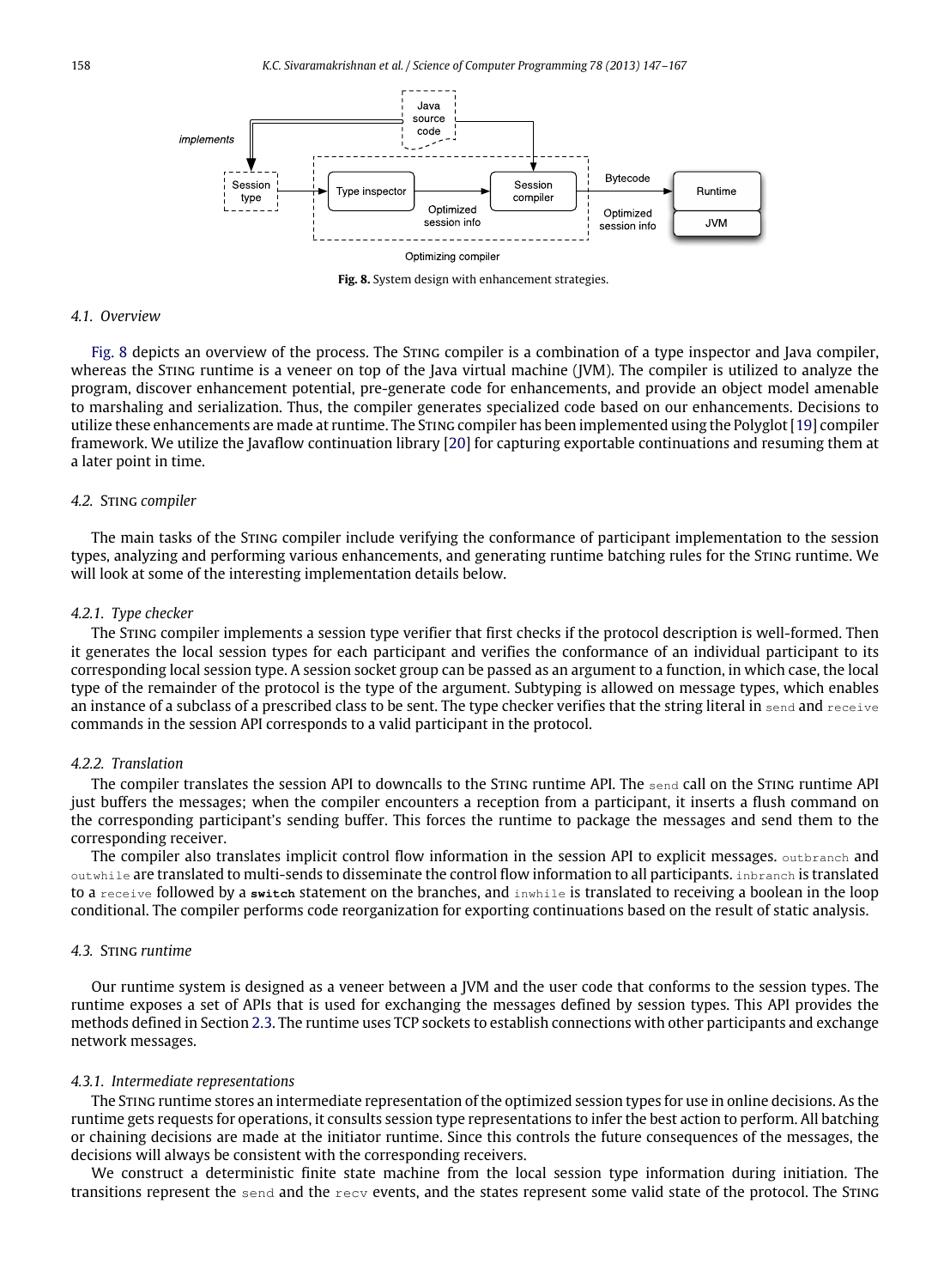Java source code

implements

Session type

Type inspector

Optimized session info

Session compiler

Bytecode

Optimized session info

Runtime

JVM

Optimizing compiler

**Fig. 8.** System design with enhancement strategies.

### *4.1. Overview*

Fig. 8 depicts an overview of the process. The STING compiler is a combination of a type inspector and Java compiler, whereas the STING runtime is a veneer on top of the Java virtual machine (JVM). The compiler is utilized to analyze the program, discover enhancement potential, pre-generate code for enhancements, and provide an object model amenable to marshaling and serialization. Thus, the compiler generates specialized code based on our enhancements. Decisions to utilize these enhancements are made at runtime. The STING compiler has been implemented using the Polyglot [19] compiler framework. We utilize the Javaflow continuation library [20] for capturing exportable continuations and resuming them at a later point in time.

### *4.2. STING compiler*

The main tasks of the STING compiler include verifying the conformance of participant implementation to the session types, analyzing and performing various enhancements, and generating runtime batching rules for the STING runtime. We will look at some of the interesting implementation details below.

#### *4.2.1. Type checker*

The STING compiler implements a session type verifier that first checks if the protocol description is well-formed. Then it generates the local session types for each participant and verifies the conformance of an individual participant to its corresponding local session type. A session socket group can be passed as an argument to a function, in which case, the local type of the remainder of the protocol is the type of the argument. Subtyping is allowed on message types, which enables an instance of a subclass of a prescribed class to be sent. The type checker verifies that the string literal in `send` and `receive` commands in the session API corresponds to a valid participant in the protocol.

#### *4.2.2. Translation*

The compiler translates the session API to downcalls to the STING runtime API. The `send` call on the STING runtime API just buffers the messages; when the compiler encounters a reception from a participant, it inserts a flush command on the corresponding participant's sending buffer. This forces the runtime to package the messages and send them to the corresponding receiver.

The compiler also translates implicit control flow information in the session API to explicit messages. `outbranch` and `outwhile` are translated to multi-sends to disseminate the control flow information to all participants. `inbranch` is translated to a `receive` followed by a **`switch`** statement on the branches, and `inwhile` is translated to receiving a boolean in the loop conditional. The compiler performs code reorganization for exporting continuations based on the result of static analysis.

### *4.3. STING runtime*

Our runtime system is designed as a veneer between a JVM and the user code that conforms to the session types. The runtime exposes a set of APIs that is used for exchanging the messages defined by session types. This API provides the methods defined in Section 2.3. The runtime uses TCP sockets to establish connections with other participants and exchange network messages.

#### *4.3.1. Intermediate representations*

The STING runtime stores an intermediate representation of the optimized session types for use in online decisions. As the runtime gets requests for operations, it consults session type representations to infer the best action to perform. All batching or chaining decisions are made at the initiator runtime. Since this controls the future consequences of the messages, the decisions will always be consistent with the corresponding receivers.

We construct a deterministic finite state machine from the local session type information during initiation. The transitions represent the `send` and the `recv` events, and the states represent some valid state of the protocol. The STING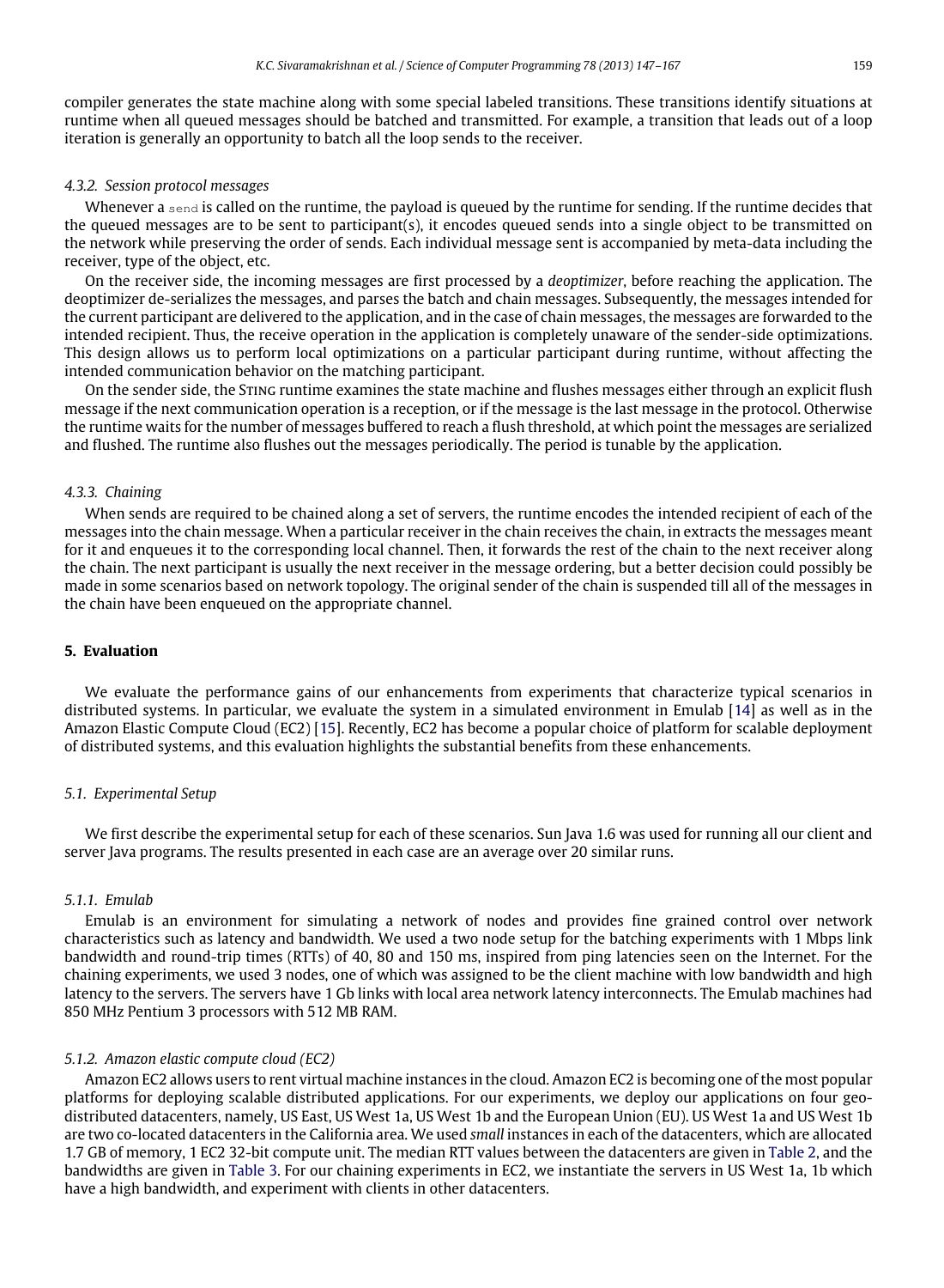compiler generates the state machine along with some special labeled transitions. These transitions identify situations at runtime when all queued messages should be batched and transmitted. For example, a transition that leads out of a loop iteration is generally an opportunity to batch all the loop sends to the receiver.

#### 4.3.2. Session protocol messages

Whenever a `send` is called on the runtime, the payload is queued by the runtime for sending. If the runtime decides that the queued messages are to be sent to participant(s), it encodes queued sends into a single object to be transmitted on the network while preserving the order of sends. Each individual message sent is accompanied by meta-data including the receiver, type of the object, etc.

On the receiver side, the incoming messages are first processed by a *deoptimizer*, before reaching the application. The deoptimizer de-serializes the messages, and parses the batch and chain messages. Subsequently, the messages intended for the current participant are delivered to the application, and in the case of chain messages, the messages are forwarded to the intended recipient. Thus, the receive operation in the application is completely unaware of the sender-side optimizations. This design allows us to perform local optimizations on a particular participant during runtime, without affecting the intended communication behavior on the matching participant.

On the sender side, the Sting runtime examines the state machine and flushes messages either through an explicit flush message if the next communication operation is a reception, or if the message is the last message in the protocol. Otherwise the runtime waits for the number of messages buffered to reach a flush threshold, at which point the messages are serialized and flushed. The runtime also flushes out the messages periodically. The period is tunable by the application.

#### 4.3.3. Chaining

When sends are required to be chained along a set of servers, the runtime encodes the intended recipient of each of the messages into the chain message. When a particular receiver in the chain receives the chain, in extracts the messages meant for it and enqueues it to the corresponding local channel. Then, it forwards the rest of the chain to the next receiver along the chain. The next participant is usually the next receiver in the message ordering, but a better decision could possibly be made in some scenarios based on network topology. The original sender of the chain is suspended till all of the messages in the chain have been enqueued on the appropriate channel.

## 5. Evaluation

We evaluate the performance gains of our enhancements from experiments that characterize typical scenarios in distributed systems. In particular, we evaluate the system in a simulated environment in Emulab [14] as well as in the Amazon Elastic Compute Cloud (EC2) [15]. Recently, EC2 has become a popular choice of platform for scalable deployment of distributed systems, and this evaluation highlights the substantial benefits from these enhancements.

### 5.1. Experimental Setup

We first describe the experimental setup for each of these scenarios. Sun Java 1.6 was used for running all our client and server Java programs. The results presented in each case are an average over 20 similar runs.

#### 5.1.1. Emulab

Emulab is an environment for simulating a network of nodes and provides fine grained control over network characteristics such as latency and bandwidth. We used a two node setup for the batching experiments with 1 Mbps link bandwidth and round-trip times (RTTs) of 40, 80 and 150 ms, inspired from ping latencies seen on the Internet. For the chaining experiments, we used 3 nodes, one of which was assigned to be the client machine with low bandwidth and high latency to the servers. The servers have 1 Gb links with local area network latency interconnects. The Emulab machines had 850 MHz Pentium 3 processors with 512 MB RAM.

#### 5.1.2. Amazon elastic compute cloud (EC2)

Amazon EC2 allows users to rent virtual machine instances in the cloud. Amazon EC2 is becoming one of the most popular platforms for deploying scalable distributed applications. For our experiments, we deploy our applications on four geo-distributed datacenters, namely, US East, US West 1a, US West 1b and the European Union (EU). US West 1a and US West 1b are two co-located datacenters in the California area. We used *small* instances in each of the datacenters, which are allocated 1.7 GB of memory, 1 EC2 32-bit compute unit. The median RTT values between the datacenters are given in Table 2, and the bandwidths are given in Table 3. For our chaining experiments in EC2, we instantiate the servers in US West 1a, 1b which have a high bandwidth, and experiment with clients in other datacenters.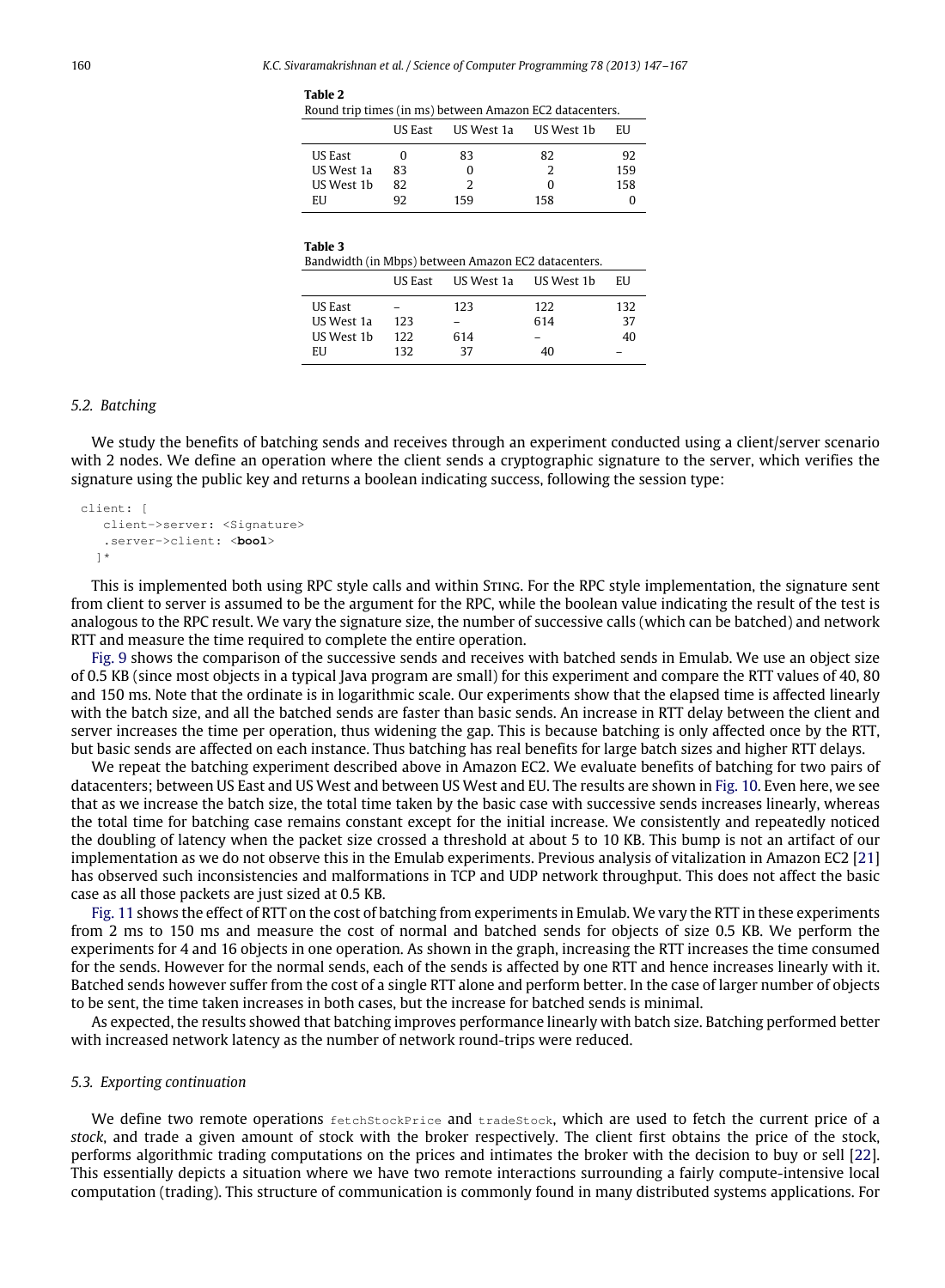**Table 2**
Round trip times (in ms) between Amazon EC2 datacenters.

| | US East | US West 1a | US West 1b | EU |
|---|---|---|---|---|
| US East | 0 | 83 | 82 | 92 |
| US West 1a | 83 | 0 | 2 | 159 |
| US West 1b | 82 | 2 | 0 | 158 |
| EU | 92 | 159 | 158 | 0 |

**Table 3**
Bandwidth (in Mbps) between Amazon EC2 datacenters.

| | US East | US West 1a | US West 1b | EU |
|---|---|---|---|---|
| US East | – | 123 | 122 | 132 |
| US West 1a | 123 | – | 614 | 37 |
| US West 1b | 122 | 614 | – | 40 |
| EU | 132 | 37 | 40 | – |

### 5.2. Batching

We study the benefits of batching sends and receives through an experiment conducted using a client/server scenario with 2 nodes. We define an operation where the client sends a cryptographic signature to the server, which verifies the signature using the public key and returns a boolean indicating success, following the session type:

```
client: [
   client->server: <Signature>
   .server->client: <bool>
  ]*
```

This is implemented both using RPC style calls and within Sting. For the RPC style implementation, the signature sent from client to server is assumed to be the argument for the RPC, while the boolean value indicating the result of the test is analogous to the RPC result. We vary the signature size, the number of successive calls (which can be batched) and network RTT and measure the time required to complete the entire operation.

Fig. 9 shows the comparison of the successive sends and receives with batched sends in Emulab. We use an object size of 0.5 KB (since most objects in a typical Java program are small) for this experiment and compare the RTT values of 40, 80 and 150 ms. Note that the ordinate is in logarithmic scale. Our experiments show that the elapsed time is affected linearly with the batch size, and all the batched sends are faster than basic sends. An increase in RTT delay between the client and server increases the time per operation, thus widening the gap. This is because batching is only affected once by the RTT, but basic sends are affected on each instance. Thus batching has real benefits for large batch sizes and higher RTT delays.

We repeat the batching experiment described above in Amazon EC2. We evaluate benefits of batching for two pairs of datacenters; between US East and US West and between US West and EU. The results are shown in Fig. 10. Even here, we see that as we increase the batch size, the total time taken by the basic case with successive sends increases linearly, whereas the total time for batching case remains constant except for the initial increase. We consistently and repeatedly noticed the doubling of latency when the packet size crossed a threshold at about 5 to 10 KB. This bump is not an artifact of our implementation as we do not observe this in the Emulab experiments. Previous analysis of vitalization in Amazon EC2 [21] has observed such inconsistencies and malformations in TCP and UDP network throughput. This does not affect the basic case as all those packets are just sized at 0.5 KB.

Fig. 11 shows the effect of RTT on the cost of batching from experiments in Emulab. We vary the RTT in these experiments from 2 ms to 150 ms and measure the cost of normal and batched sends for objects of size 0.5 KB. We perform the experiments for 4 and 16 objects in one operation. As shown in the graph, increasing the RTT increases the time consumed for the sends. However for the normal sends, each of the sends is affected by one RTT and hence increases linearly with it. Batched sends however suffer from the cost of a single RTT alone and perform better. In the case of larger number of objects to be sent, the time taken increases in both cases, but the increase for batched sends is minimal.

As expected, the results showed that batching improves performance linearly with batch size. Batching performed better with increased network latency as the number of network round-trips were reduced.

### 5.3. Exporting continuation

We define two remote operations `fetchStockPrice` and `tradeStock`, which are used to fetch the current price of a *stock*, and trade a given amount of stock with the broker respectively. The client first obtains the price of the stock, performs algorithmic trading computations on the prices and intimates the broker with the decision to buy or sell [22]. This essentially depicts a situation where we have two remote interactions surrounding a fairly compute-intensive local computation (trading). This structure of communication is commonly found in many distributed systems applications. For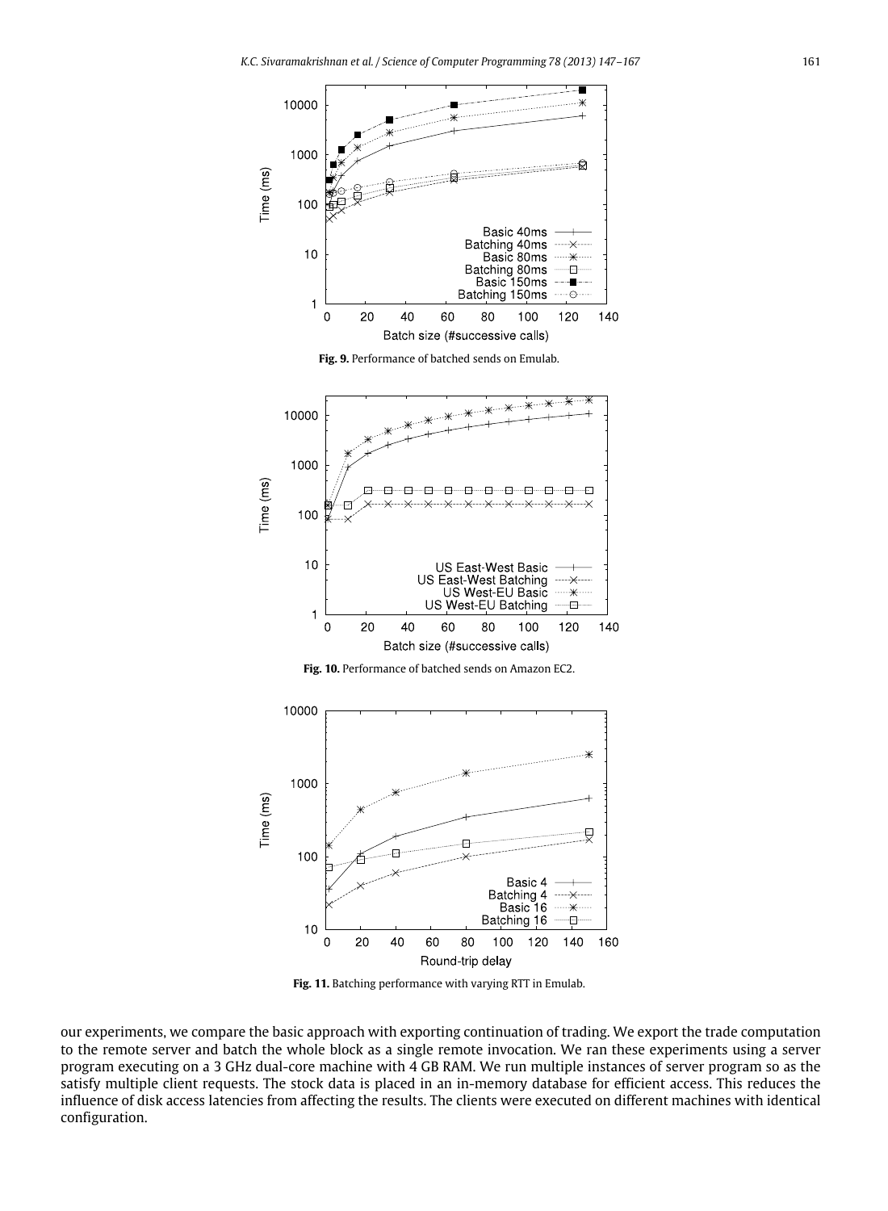**Fig. 9.** Performance of batched sends on Emulab.

**Fig. 10.** Performance of batched sends on Amazon EC2.

**Fig. 11.** Batching performance with varying RTT in Emulab.

our experiments, we compare the basic approach with exporting continuation of trading. We export the trade computation to the remote server and batch the whole block as a single remote invocation. We ran these experiments using a server program executing on a 3 GHz dual-core machine with 4 GB RAM. We run multiple instances of server program so as the satisfy multiple client requests. The stock data is placed in an in-memory database for efficient access. This reduces the influence of disk access latencies from affecting the results. The clients were executed on different machines with identical configuration.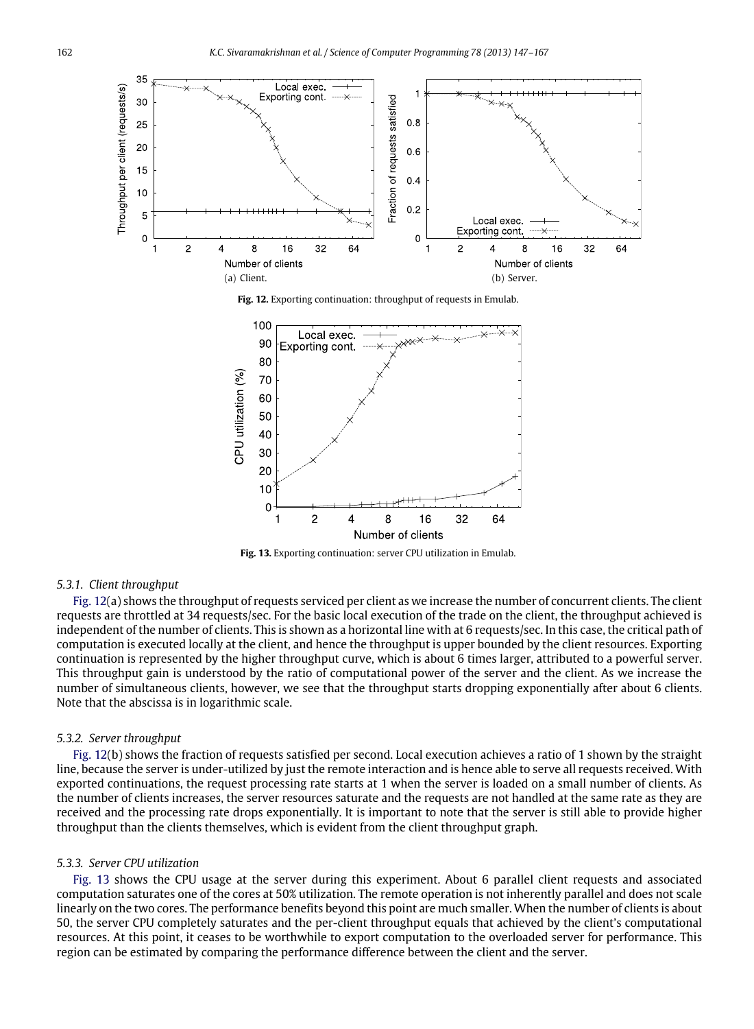(a) Client.

(b) Server.

**Fig. 12.** Exporting continuation: throughput of requests in Emulab.

**Fig. 13.** Exporting continuation: server CPU utilization in Emulab.

#### *5.3.1. Client throughput*

Fig. 12(a) shows the throughput of requests serviced per client as we increase the number of concurrent clients. The client requests are throttled at 34 requests/sec. For the basic local execution of the trade on the client, the throughput achieved is independent of the number of clients. This is shown as a horizontal line with at 6 requests/sec. In this case, the critical path of computation is executed locally at the client, and hence the throughput is upper bounded by the client resources. Exporting continuation is represented by the higher throughput curve, which is about 6 times larger, attributed to a powerful server. This throughput gain is understood by the ratio of computational power of the server and the client. As we increase the number of simultaneous clients, however, we see that the throughput starts dropping exponentially after about 6 clients. Note that the abscissa is in logarithmic scale.

#### *5.3.2. Server throughput*

Fig. 12(b) shows the fraction of requests satisfied per second. Local execution achieves a ratio of 1 shown by the straight line, because the server is under-utilized by just the remote interaction and is hence able to serve all requests received. With exported continuations, the request processing rate starts at 1 when the server is loaded on a small number of clients. As the number of clients increases, the server resources saturate and the requests are not handled at the same rate as they are received and the processing rate drops exponentially. It is important to note that the server is still able to provide higher throughput than the clients themselves, which is evident from the client throughput graph.

#### *5.3.3. Server CPU utilization*

Fig. 13 shows the CPU usage at the server during this experiment. About 6 parallel client requests and associated computation saturates one of the cores at 50% utilization. The remote operation is not inherently parallel and does not scale linearly on the two cores. The performance benefits beyond this point are much smaller. When the number of clients is about 50, the server CPU completely saturates and the per-client throughput equals that achieved by the client's computational resources. At this point, it ceases to be worthwhile to export computation to the overloaded server for performance. This region can be estimated by comparing the performance difference between the client and the server.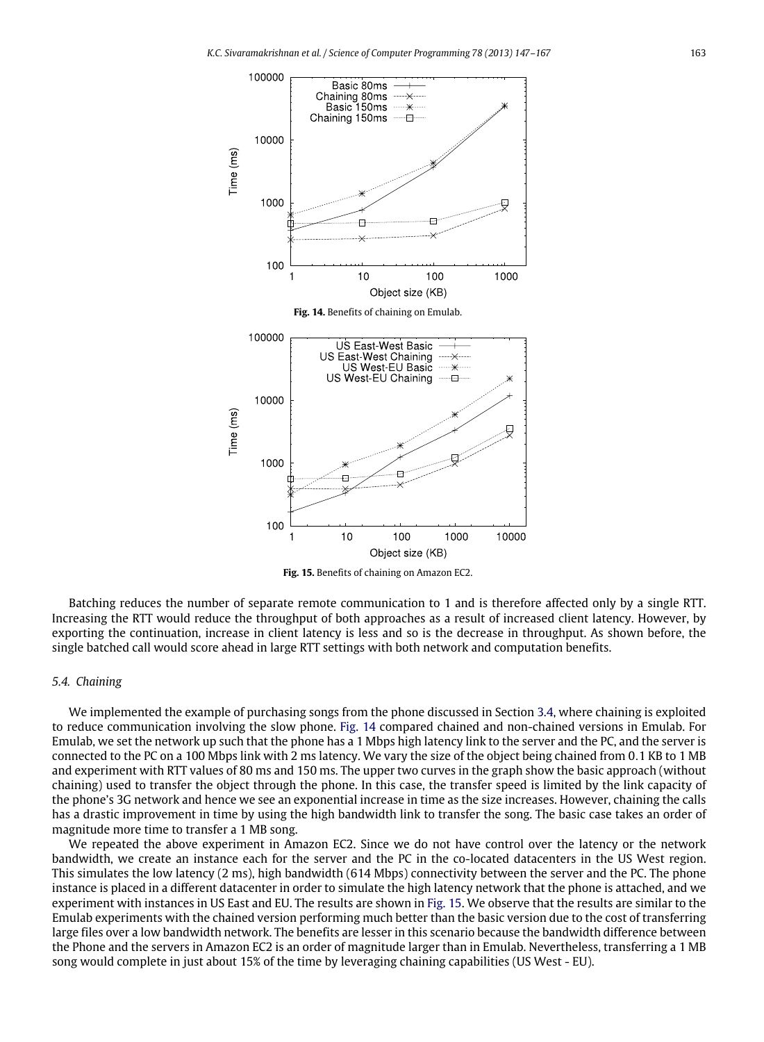Fig. 14. Benefits of chaining on Emulab.

Fig. 15. Benefits of chaining on Amazon EC2.

Batching reduces the number of separate remote communication to 1 and is therefore affected only by a single RTT. Increasing the RTT would reduce the throughput of both approaches as a result of increased client latency. However, by exporting the continuation, increase in client latency is less and so is the decrease in throughput. As shown before, the single batched call would score ahead in large RTT settings with both network and computation benefits.

### 5.4. Chaining

We implemented the example of purchasing songs from the phone discussed in Section 3.4, where chaining is exploited to reduce communication involving the slow phone. Fig. 14 compared chained and non-chained versions in Emulab. For Emulab, we set the network up such that the phone has a 1 Mbps high latency link to the server and the PC, and the server is connected to the PC on a 100 Mbps link with 2 ms latency. We vary the size of the object being chained from 0.1 KB to 1 MB and experiment with RTT values of 80 ms and 150 ms. The upper two curves in the graph show the basic approach (without chaining) used to transfer the object through the phone. In this case, the transfer speed is limited by the link capacity of the phone's 3G network and hence we see an exponential increase in time as the size increases. However, chaining the calls has a drastic improvement in time by using the high bandwidth link to transfer the song. The basic case takes an order of magnitude more time to transfer a 1 MB song.

We repeated the above experiment in Amazon EC2. Since we do not have control over the latency or the network bandwidth, we create an instance each for the server and the PC in the co-located datacenters in the US West region. This simulates the low latency (2 ms), high bandwidth (614 Mbps) connectivity between the server and the PC. The phone instance is placed in a different datacenter in order to simulate the high latency network that the phone is attached, and we experiment with instances in US East and EU. The results are shown in Fig. 15. We observe that the results are similar to the Emulab experiments with the chained version performing much better than the basic version due to the cost of transferring large files over a low bandwidth network. The benefits are lesser in this scenario because the bandwidth difference between the Phone and the servers in Amazon EC2 is an order of magnitude larger than in Emulab. Nevertheless, transferring a 1 MB song would complete in just about 15% of the time by leveraging chaining capabilities (US West - EU).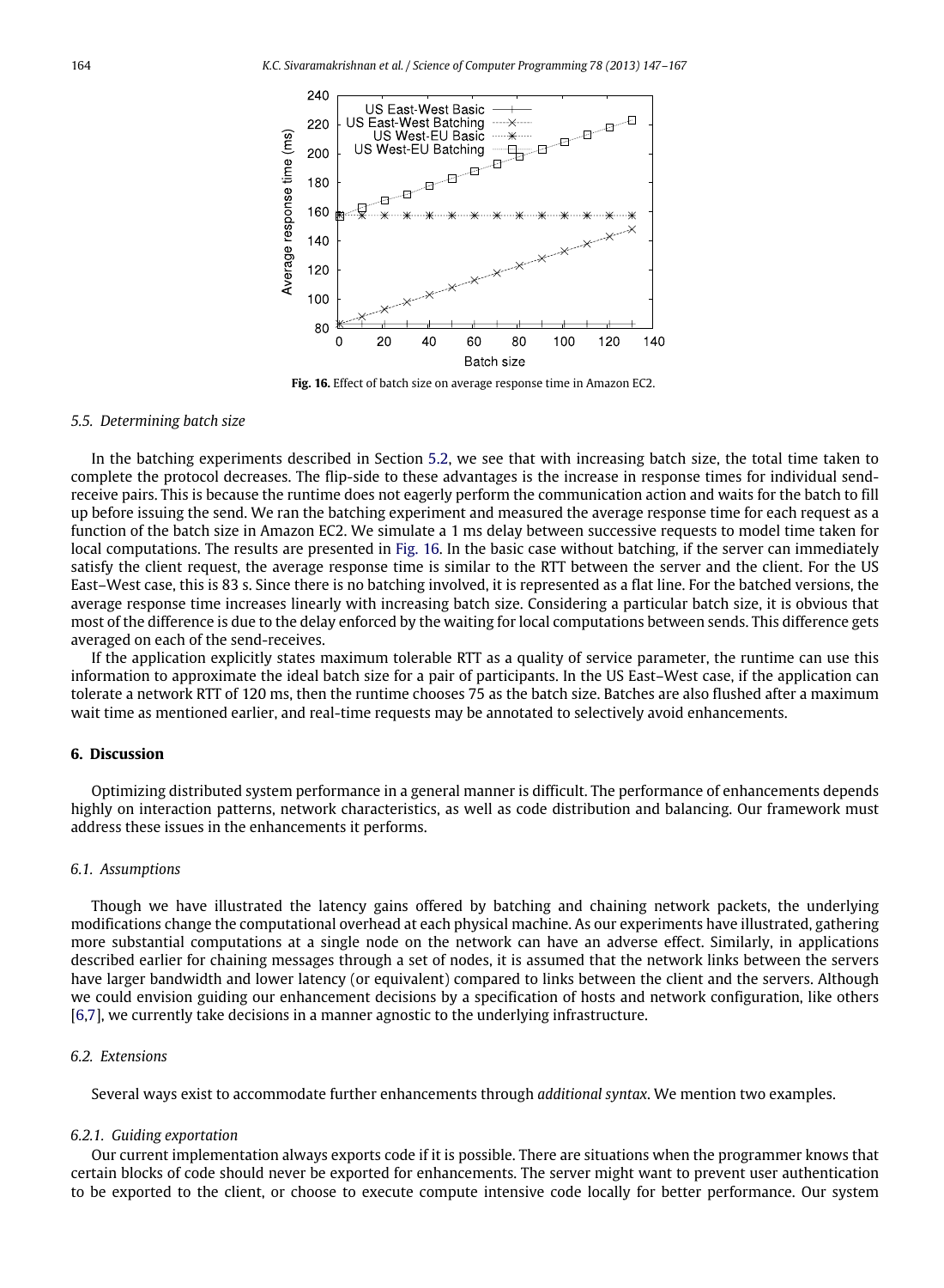**Fig. 16.** Effect of batch size on average response time in Amazon EC2.

### 5.5. Determining batch size

In the batching experiments described in Section 5.2, we see that with increasing batch size, the total time taken to complete the protocol decreases. The flip-side to these advantages is the increase in response times for individual send-receive pairs. This is because the runtime does not eagerly perform the communication action and waits for the batch to fill up before issuing the send. We ran the batching experiment and measured the average response time for each request as a function of the batch size in Amazon EC2. We simulate a 1 ms delay between successive requests to model time taken for local computations. The results are presented in Fig. 16. In the basic case without batching, if the server can immediately satisfy the client request, the average response time is similar to the RTT between the server and the client. For the US East–West case, this is 83 s. Since there is no batching involved, it is represented as a flat line. For the batched versions, the average response time increases linearly with increasing batch size. Considering a particular batch size, it is obvious that most of the difference is due to the delay enforced by the waiting for local computations between sends. This difference gets averaged on each of the send-receives.

If the application explicitly states maximum tolerable RTT as a quality of service parameter, the runtime can use this information to approximate the ideal batch size for a pair of participants. In the US East–West case, if the application can tolerate a network RTT of 120 ms, then the runtime chooses 75 as the batch size. Batches are also flushed after a maximum wait time as mentioned earlier, and real-time requests may be annotated to selectively avoid enhancements.

## 6. Discussion

Optimizing distributed system performance in a general manner is difficult. The performance of enhancements depends highly on interaction patterns, network characteristics, as well as code distribution and balancing. Our framework must address these issues in the enhancements it performs.

### 6.1. Assumptions

Though we have illustrated the latency gains offered by batching and chaining network packets, the underlying modifications change the computational overhead at each physical machine. As our experiments have illustrated, gathering more substantial computations at a single node on the network can have an adverse effect. Similarly, in applications described earlier for chaining messages through a set of nodes, it is assumed that the network links between the servers have larger bandwidth and lower latency (or equivalent) compared to links between the client and the servers. Although we could envision guiding our enhancement decisions by a specification of hosts and network configuration, like others [6,7], we currently take decisions in a manner agnostic to the underlying infrastructure.

### 6.2. Extensions

Several ways exist to accommodate further enhancements through *additional syntax*. We mention two examples.

#### 6.2.1. Guiding exportation

Our current implementation always exports code if it is possible. There are situations when the programmer knows that certain blocks of code should never be exported for enhancements. The server might want to prevent user authentication to be exported to the client, or choose to execute compute intensive code locally for better performance. Our system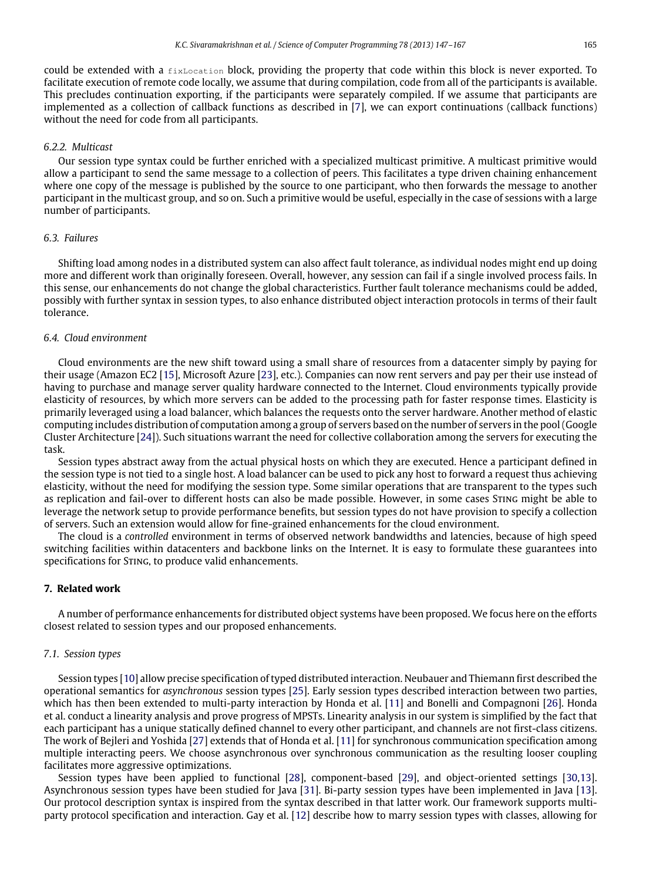could be extended with a `fixLocation` block, providing the property that code within this block is never exported. To facilitate execution of remote code locally, we assume that during compilation, code from all of the participants is available. This precludes continuation exporting, if the participants were separately compiled. If we assume that participants are implemented as a collection of callback functions as described in [7], we can export continuations (callback functions) without the need for code from all participants.

#### *6.2.2. Multicast*

Our session type syntax could be further enriched with a specialized multicast primitive. A multicast primitive would allow a participant to send the same message to a collection of peers. This facilitates a type driven chaining enhancement where one copy of the message is published by the source to one participant, who then forwards the message to another participant in the multicast group, and so on. Such a primitive would be useful, especially in the case of sessions with a large number of participants.

### *6.3. Failures*

Shifting load among nodes in a distributed system can also affect fault tolerance, as individual nodes might end up doing more and different work than originally foreseen. Overall, however, any session can fail if a single involved process fails. In this sense, our enhancements do not change the global characteristics. Further fault tolerance mechanisms could be added, possibly with further syntax in session types, to also enhance distributed object interaction protocols in terms of their fault tolerance.

### *6.4. Cloud environment*

Cloud environments are the new shift toward using a small share of resources from a datacenter simply by paying for their usage (Amazon EC2 [15], Microsoft Azure [23], etc.). Companies can now rent servers and pay per their use instead of having to purchase and manage server quality hardware connected to the Internet. Cloud environments typically provide elasticity of resources, by which more servers can be added to the processing path for faster response times. Elasticity is primarily leveraged using a load balancer, which balances the requests onto the server hardware. Another method of elastic computing includes distribution of computation among a group of servers based on the number of servers in the pool (Google Cluster Architecture [24]). Such situations warrant the need for collective collaboration among the servers for executing the task.

Session types abstract away from the actual physical hosts on which they are executed. Hence a participant defined in the session type is not tied to a single host. A load balancer can be used to pick any host to forward a request thus achieving elasticity, without the need for modifying the session type. Some similar operations that are transparent to the types such as replication and fail-over to different hosts can also be made possible. However, in some cases Sting might be able to leverage the network setup to provide performance benefits, but session types do not have provision to specify a collection of servers. Such an extension would allow for fine-grained enhancements for the cloud environment.

The cloud is a *controlled* environment in terms of observed network bandwidths and latencies, because of high speed switching facilities within datacenters and backbone links on the Internet. It is easy to formulate these guarantees into specifications for Sting, to produce valid enhancements.

## **7. Related work**

A number of performance enhancements for distributed object systems have been proposed. We focus here on the efforts closest related to session types and our proposed enhancements.

### *7.1. Session types*

Session types [10] allow precise specification of typed distributed interaction. Neubauer and Thiemann first described the operational semantics for *asynchronous* session types [25]. Early session types described interaction between two parties, which has then been extended to multi-party interaction by Honda et al. [11] and Bonelli and Compagnoni [26]. Honda et al. conduct a linearity analysis and prove progress of MPSTs. Linearity analysis in our system is simplified by the fact that each participant has a unique statically defined channel to every other participant, and channels are not first-class citizens. The work of Bejleri and Yoshida [27] extends that of Honda et al. [11] for synchronous communication specification among multiple interacting peers. We choose asynchronous over synchronous communication as the resulting looser coupling facilitates more aggressive optimizations.

Session types have been applied to functional [28], component-based [29], and object-oriented settings [30,13]. Asynchronous session types have been studied for Java [31]. Bi-party session types have been implemented in Java [13]. Our protocol description syntax is inspired from the syntax described in that latter work. Our framework supports multi-party protocol specification and interaction. Gay et al. [12] describe how to marry session types with classes, allowing for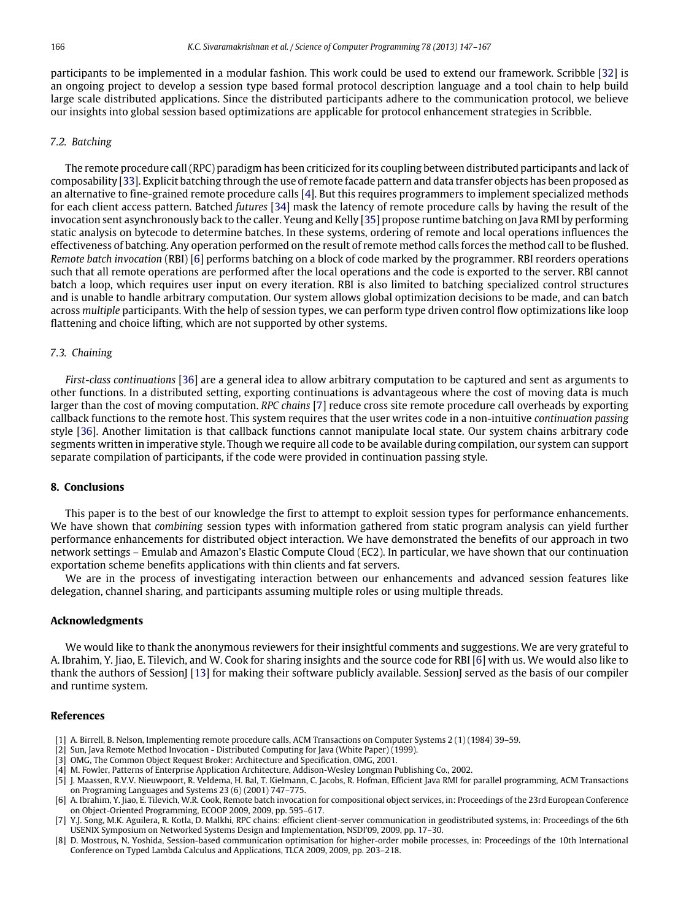participants to be implemented in a modular fashion. This work could be used to extend our framework. Scribble [32] is an ongoing project to develop a session type based formal protocol description language and a tool chain to help build large scale distributed applications. Since the distributed participants adhere to the communication protocol, we believe our insights into global session based optimizations are applicable for protocol enhancement strategies in Scribble.

### 7.2. Batching

The remote procedure call (RPC) paradigm has been criticized for its coupling between distributed participants and lack of composability [33]. Explicit batching through the use of remote facade pattern and data transfer objects has been proposed as an alternative to fine-grained remote procedure calls [4]. But this requires programmers to implement specialized methods for each client access pattern. Batched *futures* [34] mask the latency of remote procedure calls by having the result of the invocation sent asynchronously back to the caller. Yeung and Kelly [35] propose runtime batching on Java RMI by performing static analysis on bytecode to determine batches. In these systems, ordering of remote and local operations influences the effectiveness of batching. Any operation performed on the result of remote method calls forces the method call to be flushed. *Remote batch invocation* (RBI) [6] performs batching on a block of code marked by the programmer. RBI reorders operations such that all remote operations are performed after the local operations and the code is exported to the server. RBI cannot batch a loop, which requires user input on every iteration. RBI is also limited to batching specialized control structures and is unable to handle arbitrary computation. Our system allows global optimization decisions to be made, and can batch across *multiple* participants. With the help of session types, we can perform type driven control flow optimizations like loop flattening and choice lifting, which are not supported by other systems.

### 7.3. Chaining

*First-class continuations* [36] are a general idea to allow arbitrary computation to be captured and sent as arguments to other functions. In a distributed setting, exporting continuations is advantageous where the cost of moving data is much larger than the cost of moving computation. *RPC chains* [7] reduce cross site remote procedure call overheads by exporting callback functions to the remote host. This system requires that the user writes code in a non-intuitive *continuation passing* style [36]. Another limitation is that callback functions cannot manipulate local state. Our system chains arbitrary code segments written in imperative style. Though we require all code to be available during compilation, our system can support separate compilation of participants, if the code were provided in continuation passing style.

## 8. Conclusions

This paper is to the best of our knowledge the first to attempt to exploit session types for performance enhancements. We have shown that *combining* session types with information gathered from static program analysis can yield further performance enhancements for distributed object interaction. We have demonstrated the benefits of our approach in two network settings – Emulab and Amazon's Elastic Compute Cloud (EC2). In particular, we have shown that our continuation exportation scheme benefits applications with thin clients and fat servers.

We are in the process of investigating interaction between our enhancements and advanced session features like delegation, channel sharing, and participants assuming multiple roles or using multiple threads.

## Acknowledgments

We would like to thank the anonymous reviewers for their insightful comments and suggestions. We are very grateful to A. Ibrahim, Y. Jiao, E. Tilevich, and W. Cook for sharing insights and the source code for RBI [6] with us. We would also like to thank the authors of SessionJ [13] for making their software publicly available. SessionJ served as the basis of our compiler and runtime system.

## References

[1] A. Birrell, B. Nelson, Implementing remote procedure calls, ACM Transactions on Computer Systems 2 (1) (1984) 39–59.

[2] Sun, Java Remote Method Invocation - Distributed Computing for Java (White Paper) (1999).

[3] OMG, The Common Object Request Broker: Architecture and Specification, OMG, 2001.

[4] M. Fowler, Patterns of Enterprise Application Architecture, Addison-Wesley Longman Publishing Co., 2002.

[5] J. Maassen, R.V.V. Nieuwpoort, R. Veldema, H. Bal, T. Kielmann, C. Jacobs, R. Hofman, Efficient Java RMI for parallel programming, ACM Transactions on Programing Languages and Systems 23 (6) (2001) 747–775.

[6] A. Ibrahim, Y. Jiao, E. Tilevich, W.R. Cook, Remote batch invocation for compositional object services, in: Proceedings of the 23rd European Conference on Object-Oriented Programming, ECOOP 2009, 2009, pp. 595–617.

[7] Y.J. Song, M.K. Aguilera, R. Kotla, D. Malkhi, RPC chains: efficient client-server communication in geodistributed systems, in: Proceedings of the 6th USENIX Symposium on Networked Systems Design and Implementation, NSDI'09, 2009, pp. 17–30.

[8] D. Mostrous, N. Yoshida, Session-based communication optimisation for higher-order mobile processes, in: Proceedings of the 10th International Conference on Typed Lambda Calculus and Applications, TLCA 2009, 2009, pp. 203–218.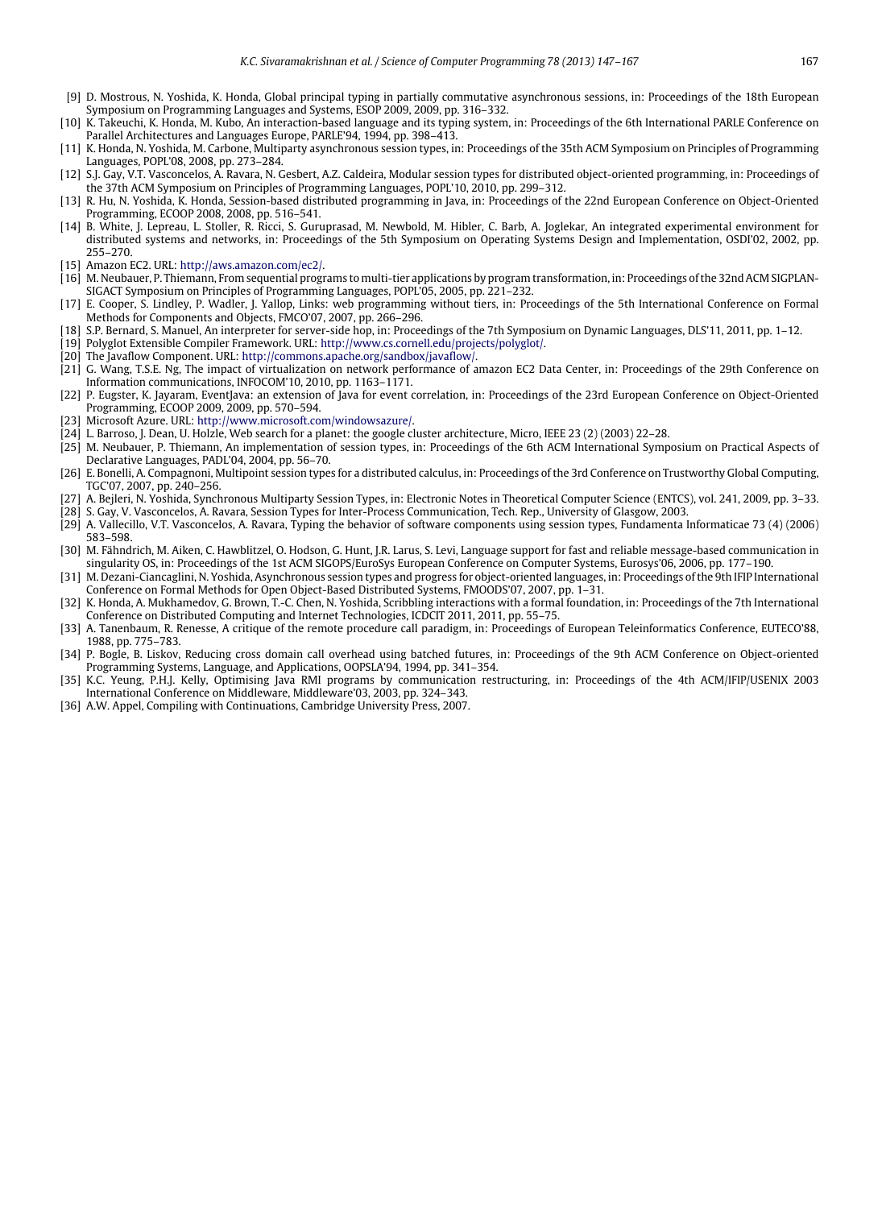[9] D. Mostrous, N. Yoshida, K. Honda, Global principal typing in partially commutative asynchronous sessions, in: Proceedings of the 18th European Symposium on Programming Languages and Systems, ESOP 2009, 2009, pp. 316–332.
[10] K. Takeuchi, K. Honda, M. Kubo, An interaction-based language and its typing system, in: Proceedings of the 6th International PARLE Conference on Parallel Architectures and Languages Europe, PARLE'94, 1994, pp. 398–413.
[11] K. Honda, N. Yoshida, M. Carbone, Multiparty asynchronous session types, in: Proceedings of the 35th ACM Symposium on Principles of Programming Languages, POPL'08, 2008, pp. 273–284.
[12] S.J. Gay, V.T. Vasconcelos, A. Ravara, N. Gesbert, A.Z. Caldeira, Modular session types for distributed object-oriented programming, in: Proceedings of the 37th ACM Symposium on Principles of Programming Languages, POPL'10, 2010, pp. 299–312.
[13] R. Hu, N. Yoshida, K. Honda, Session-based distributed programming in Java, in: Proceedings of the 22nd European Conference on Object-Oriented Programming, ECOOP 2008, 2008, pp. 516–541.
[14] B. White, J. Lepreau, L. Stoller, R. Ricci, S. Guruprasad, M. Newbold, M. Hibler, C. Barb, A. Joglekar, An integrated experimental environment for distributed systems and networks, in: Proceedings of the 5th Symposium on Operating Systems Design and Implementation, OSDI'02, 2002, pp. 255–270.
[15] Amazon EC2. URL: http://aws.amazon.com/ec2/.
[16] M. Neubauer, P. Thiemann, From sequential programs to multi-tier applications by program transformation, in: Proceedings of the 32nd ACM SIGPLAN-SIGACT Symposium on Principles of Programming Languages, POPL'05, 2005, pp. 221–232.
[17] E. Cooper, S. Lindley, P. Wadler, J. Yallop, Links: web programming without tiers, in: Proceedings of the 5th International Conference on Formal Methods for Components and Objects, FMCO'07, 2007, pp. 266–296.
[18] S.P. Bernard, S. Manuel, An interpreter for server-side hop, in: Proceedings of the 7th Symposium on Dynamic Languages, DLS'11, 2011, pp. 1–12.
[19] Polyglot Extensible Compiler Framework. URL: http://www.cs.cornell.edu/projects/polyglot/.
[20] The Javaflow Component. URL: http://commons.apache.org/sandbox/javaflow/.
[21] G. Wang, T.S.E. Ng, The impact of virtualization on network performance of amazon EC2 Data Center, in: Proceedings of the 29th Conference on Information communications, INFOCOM'10, 2010, pp. 1163–1171.
[22] P. Eugster, K. Jayaram, EventJava: an extension of Java for event correlation, in: Proceedings of the 23rd European Conference on Object-Oriented Programming, ECOOP 2009, 2009, pp. 570–594.
[23] Microsoft Azure. URL: http://www.microsoft.com/windowsazure/.
[24] L. Barroso, J. Dean, U. Holzle, Web search for a planet: the google cluster architecture, Micro, IEEE 23 (2) (2003) 22–28.
[25] M. Neubauer, P. Thiemann, An implementation of session types, in: Proceedings of the 6th ACM International Symposium on Practical Aspects of Declarative Languages, PADL'04, 2004, pp. 56–70.
[26] E. Bonelli, A. Compagnoni, Multipoint session types for a distributed calculus, in: Proceedings of the 3rd Conference on Trustworthy Global Computing, TGC'07, 2007, pp. 240–256.
[27] A. Bejleri, N. Yoshida, Synchronous Multiparty Session Types, in: Electronic Notes in Theoretical Computer Science (ENTCS), vol. 241, 2009, pp. 3–33.
[28] S. Gay, V. Vasconcelos, A. Ravara, Session Types for Inter-Process Communication, Tech. Rep., University of Glasgow, 2003.
[29] A. Vallecillo, V.T. Vasconcelos, A. Ravara, Typing the behavior of software components using session types, Fundamenta Informaticae 73 (4) (2006) 583–598.
[30] M. Fähndrich, M. Aiken, C. Hawblitzel, O. Hodson, G. Hunt, J.R. Larus, S. Levi, Language support for fast and reliable message-based communication in singularity OS, in: Proceedings of the 1st ACM SIGOPS/EuroSys European Conference on Computer Systems, Eurosys'06, 2006, pp. 177–190.
[31] M. Dezani-Ciancaglini, N. Yoshida, Asynchronous session types and progress for object-oriented languages, in: Proceedings of the 9th IFIP International Conference on Formal Methods for Open Object-Based Distributed Systems, FMOODS'07, 2007, pp. 1–31.
[32] K. Honda, A. Mukhamedov, G. Brown, T.-C. Chen, N. Yoshida, Scribbling interactions with a formal foundation, in: Proceedings of the 7th International Conference on Distributed Computing and Internet Technologies, ICDCIT 2011, 2011, pp. 55–75.
[33] A. Tanenbaum, R. Renesse, A critique of the remote procedure call paradigm, in: Proceedings of European Teleinformatics Conference, EUTECO'88, 1988, pp. 775–783.
[34] P. Bogle, B. Liskov, Reducing cross domain call overhead using batched futures, in: Proceedings of the 9th ACM Conference on Object-oriented Programming Systems, Language, and Applications, OOPSLA'94, 1994, pp. 341–354.
[35] K.C. Yeung, P.H.J. Kelly, Optimising Java RMI programs by communication restructuring, in: Proceedings of the 4th ACM/IFIP/USENIX 2003 International Conference on Middleware, Middleware'03, 2003, pp. 324–343.
[36] A.W. Appel, Compiling with Continuations, Cambridge University Press, 2007.